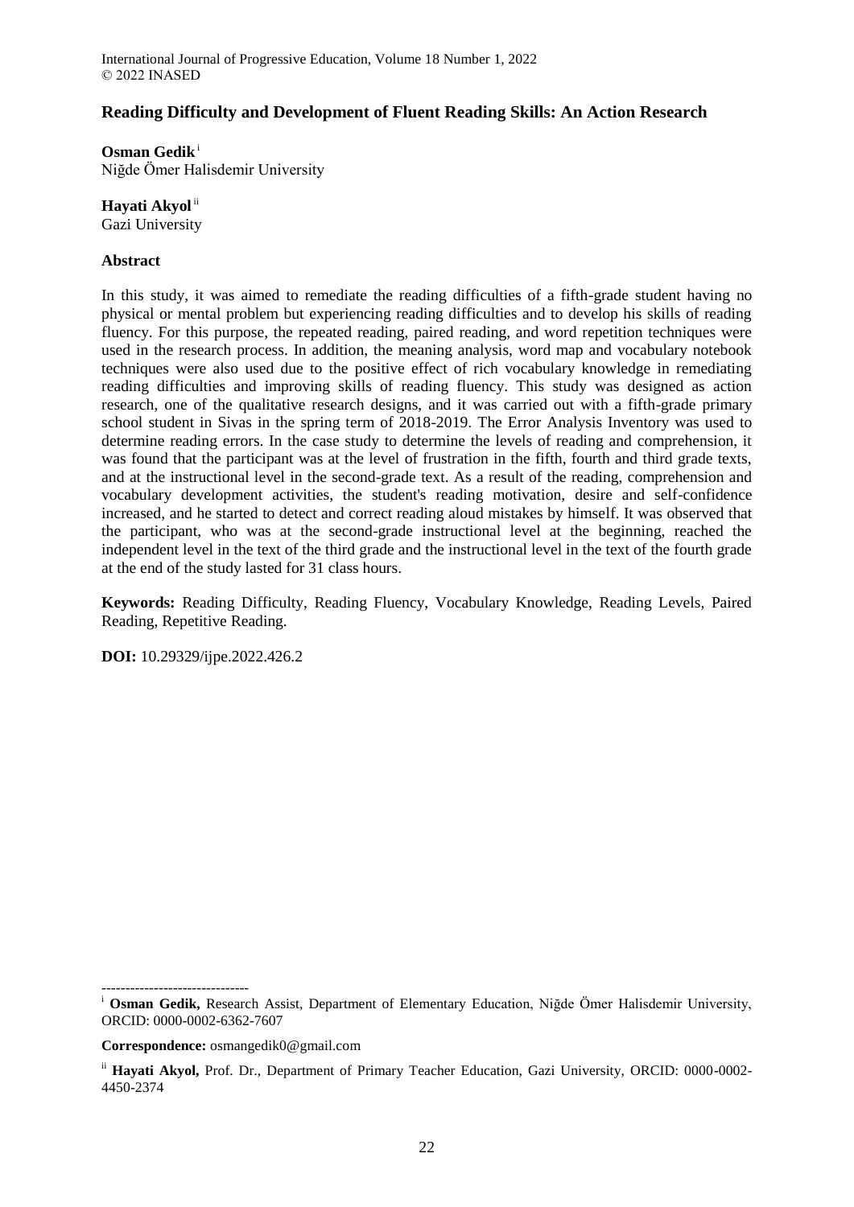## Reading Difficulty and Development of Fluent Reading Skills: An Action Research

**Osman Gedik** [i]
Niğde Ömer Halisdemir University

**Hayati Akyol** [ii]
Gazi University

### Abstract

In this study, it was aimed to remediate the reading difficulties of a fifth-grade student having no physical or mental problem but experiencing reading difficulties and to develop his skills of reading fluency. For this purpose, the repeated reading, paired reading, and word repetition techniques were used in the research process. In addition, the meaning analysis, word map and vocabulary notebook techniques were also used due to the positive effect of rich vocabulary knowledge in remediating reading difficulties and improving skills of reading fluency. This study was designed as action research, one of the qualitative research designs, and it was carried out with a fifth-grade primary school student in Sivas in the spring term of 2018-2019. The Error Analysis Inventory was used to determine reading errors. In the case study to determine the levels of reading and comprehension, it was found that the participant was at the level of frustration in the fifth, fourth and third grade texts, and at the instructional level in the second-grade text. As a result of the reading, comprehension and vocabulary development activities, the student's reading motivation, desire and self-confidence increased, and he started to detect and correct reading aloud mistakes by himself. It was observed that the participant, who was at the second-grade instructional level at the beginning, reached the independent level in the text of the third grade and the instructional level in the text of the fourth grade at the end of the study lasted for 31 class hours.

**Keywords:** Reading Difficulty, Reading Fluency, Vocabulary Knowledge, Reading Levels, Paired Reading, Repetitive Reading.

**DOI:** 10.29329/ijpe.2022.426.2

-------------------------------

[i] **Osman Gedik,** Research Assist, Department of Elementary Education, Niğde Ömer Halisdemir University, ORCID: 0000-0002-6362-7607

**Correspondence:** osmangedik0@gmail.com

[ii] **Hayati Akyol,** Prof. Dr., Department of Primary Teacher Education, Gazi University, ORCID: 0000-0002-4450-2374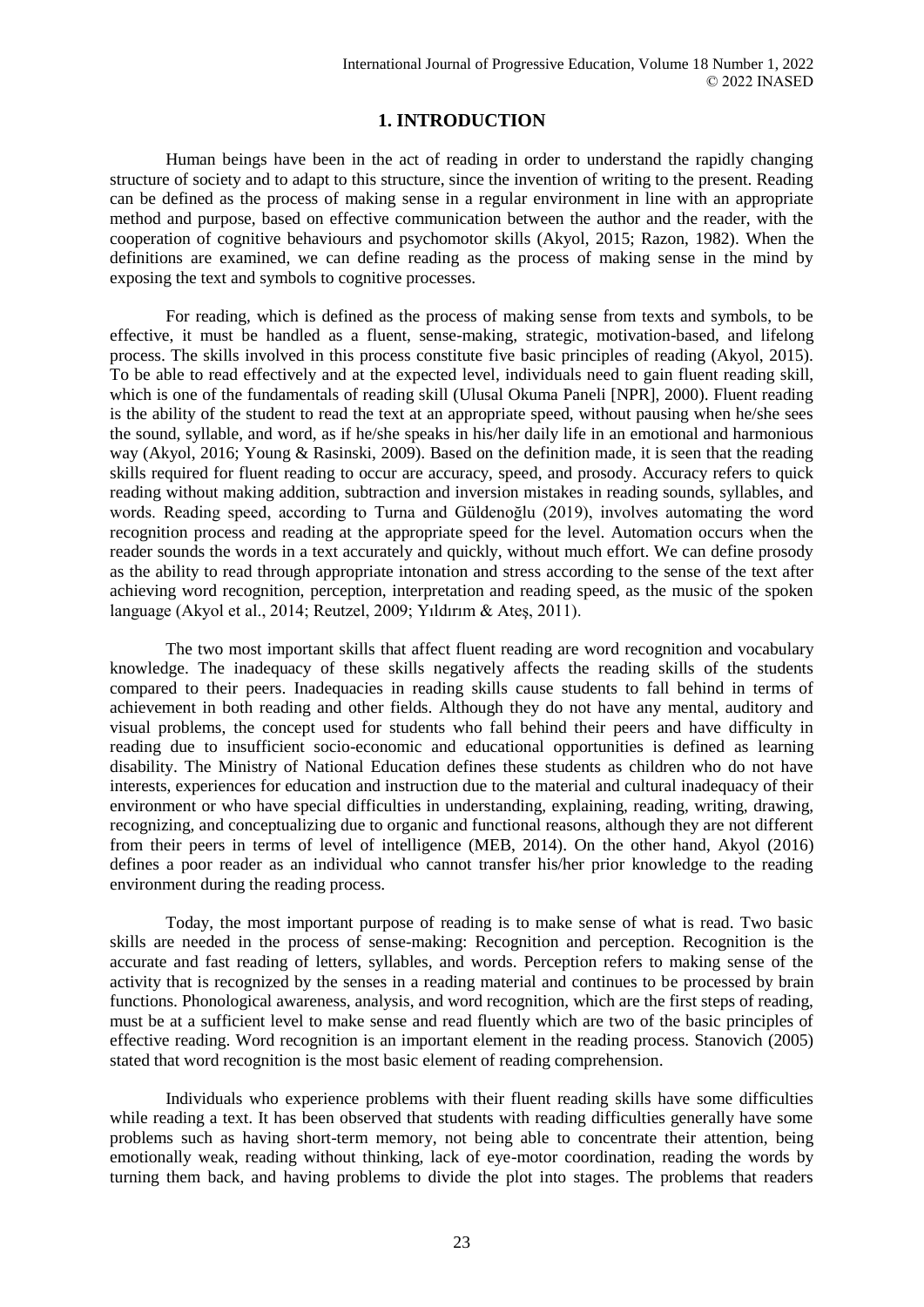## 1. INTRODUCTION

Human beings have been in the act of reading in order to understand the rapidly changing structure of society and to adapt to this structure, since the invention of writing to the present. Reading can be defined as the process of making sense in a regular environment in line with an appropriate method and purpose, based on effective communication between the author and the reader, with the cooperation of cognitive behaviours and psychomotor skills (Akyol, 2015; Razon, 1982). When the definitions are examined, we can define reading as the process of making sense in the mind by exposing the text and symbols to cognitive processes.

For reading, which is defined as the process of making sense from texts and symbols, to be effective, it must be handled as a fluent, sense-making, strategic, motivation-based, and lifelong process. The skills involved in this process constitute five basic principles of reading (Akyol, 2015). To be able to read effectively and at the expected level, individuals need to gain fluent reading skill, which is one of the fundamentals of reading skill (Ulusal Okuma Paneli [NPR], 2000). Fluent reading is the ability of the student to read the text at an appropriate speed, without pausing when he/she sees the sound, syllable, and word, as if he/she speaks in his/her daily life in an emotional and harmonious way (Akyol, 2016; Young & Rasinski, 2009). Based on the definition made, it is seen that the reading skills required for fluent reading to occur are accuracy, speed, and prosody. Accuracy refers to quick reading without making addition, subtraction and inversion mistakes in reading sounds, syllables, and words. Reading speed, according to Turna and Güldenoğlu (2019), involves automating the word recognition process and reading at the appropriate speed for the level. Automation occurs when the reader sounds the words in a text accurately and quickly, without much effort. We can define prosody as the ability to read through appropriate intonation and stress according to the sense of the text after achieving word recognition, perception, interpretation and reading speed, as the music of the spoken language (Akyol et al., 2014; Reutzel, 2009; Yıldırım & Ateş, 2011).

The two most important skills that affect fluent reading are word recognition and vocabulary knowledge. The inadequacy of these skills negatively affects the reading skills of the students compared to their peers. Inadequacies in reading skills cause students to fall behind in terms of achievement in both reading and other fields. Although they do not have any mental, auditory and visual problems, the concept used for students who fall behind their peers and have difficulty in reading due to insufficient socio-economic and educational opportunities is defined as learning disability. The Ministry of National Education defines these students as children who do not have interests, experiences for education and instruction due to the material and cultural inadequacy of their environment or who have special difficulties in understanding, explaining, reading, writing, drawing, recognizing, and conceptualizing due to organic and functional reasons, although they are not different from their peers in terms of level of intelligence (MEB, 2014). On the other hand, Akyol (2016) defines a poor reader as an individual who cannot transfer his/her prior knowledge to the reading environment during the reading process.

Today, the most important purpose of reading is to make sense of what is read. Two basic skills are needed in the process of sense-making: Recognition and perception. Recognition is the accurate and fast reading of letters, syllables, and words. Perception refers to making sense of the activity that is recognized by the senses in a reading material and continues to be processed by brain functions. Phonological awareness, analysis, and word recognition, which are the first steps of reading, must be at a sufficient level to make sense and read fluently which are two of the basic principles of effective reading. Word recognition is an important element in the reading process. Stanovich (2005) stated that word recognition is the most basic element of reading comprehension.

Individuals who experience problems with their fluent reading skills have some difficulties while reading a text. It has been observed that students with reading difficulties generally have some problems such as having short-term memory, not being able to concentrate their attention, being emotionally weak, reading without thinking, lack of eye-motor coordination, reading the words by turning them back, and having problems to divide the plot into stages. The problems that readers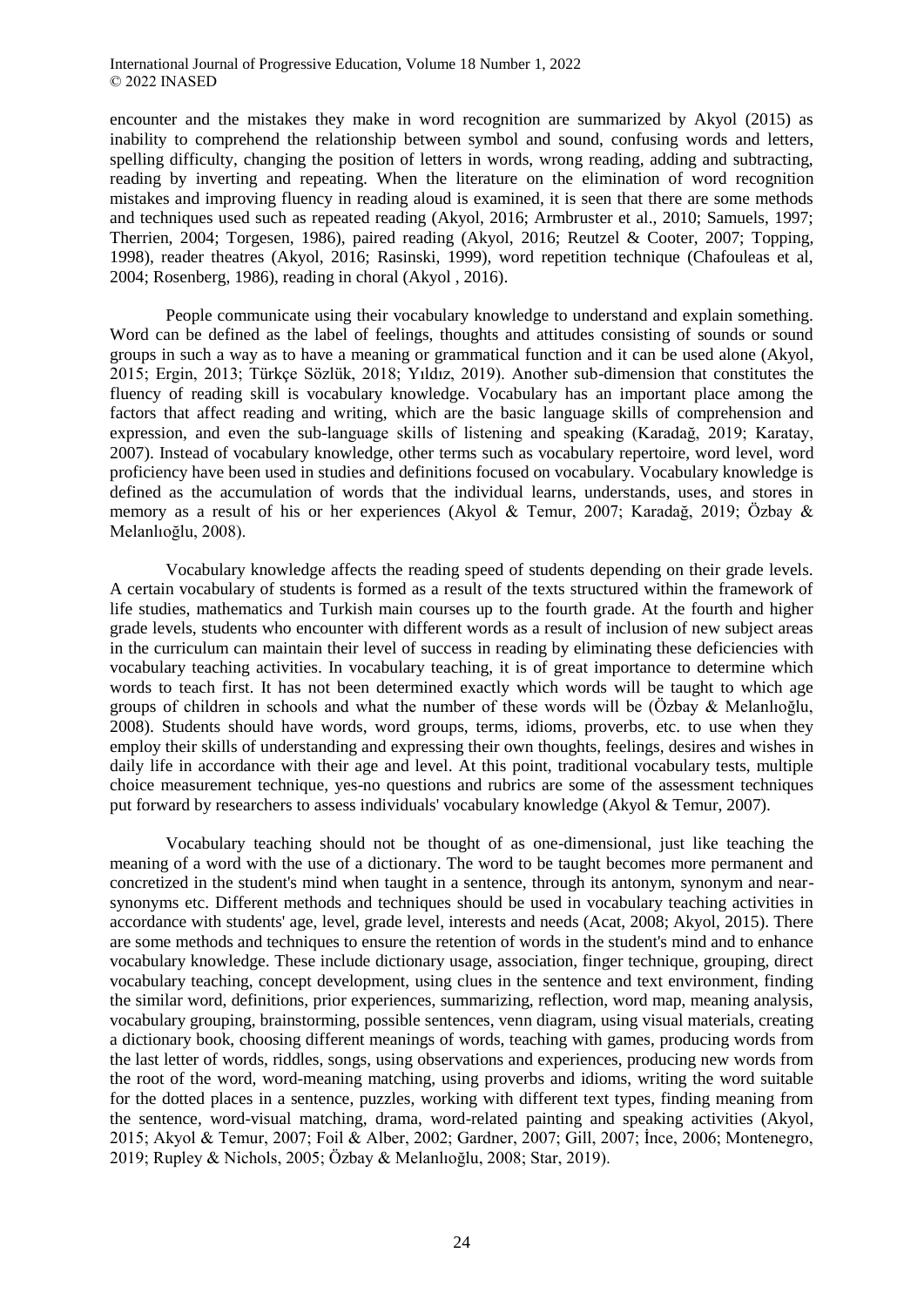encounter and the mistakes they make in word recognition are summarized by Akyol (2015) as inability to comprehend the relationship between symbol and sound, confusing words and letters, spelling difficulty, changing the position of letters in words, wrong reading, adding and subtracting, reading by inverting and repeating. When the literature on the elimination of word recognition mistakes and improving fluency in reading aloud is examined, it is seen that there are some methods and techniques used such as repeated reading (Akyol, 2016; Armbruster et al., 2010; Samuels, 1997; Therrien, 2004; Torgesen, 1986), paired reading (Akyol, 2016; Reutzel & Cooter, 2007; Topping, 1998), reader theatres (Akyol, 2016; Rasinski, 1999), word repetition technique (Chafouleas et al, 2004; Rosenberg, 1986), reading in choral (Akyol , 2016).

People communicate using their vocabulary knowledge to understand and explain something. Word can be defined as the label of feelings, thoughts and attitudes consisting of sounds or sound groups in such a way as to have a meaning or grammatical function and it can be used alone (Akyol, 2015; Ergin, 2013; Türkçe Sözlük, 2018; Yıldız, 2019). Another sub-dimension that constitutes the fluency of reading skill is vocabulary knowledge. Vocabulary has an important place among the factors that affect reading and writing, which are the basic language skills of comprehension and expression, and even the sub-language skills of listening and speaking (Karadağ, 2019; Karatay, 2007). Instead of vocabulary knowledge, other terms such as vocabulary repertoire, word level, word proficiency have been used in studies and definitions focused on vocabulary. Vocabulary knowledge is defined as the accumulation of words that the individual learns, understands, uses, and stores in memory as a result of his or her experiences (Akyol & Temur, 2007; Karadağ, 2019; Özbay & Melanlıoğlu, 2008).

Vocabulary knowledge affects the reading speed of students depending on their grade levels. A certain vocabulary of students is formed as a result of the texts structured within the framework of life studies, mathematics and Turkish main courses up to the fourth grade. At the fourth and higher grade levels, students who encounter with different words as a result of inclusion of new subject areas in the curriculum can maintain their level of success in reading by eliminating these deficiencies with vocabulary teaching activities. In vocabulary teaching, it is of great importance to determine which words to teach first. It has not been determined exactly which words will be taught to which age groups of children in schools and what the number of these words will be (Özbay & Melanlıoğlu, 2008). Students should have words, word groups, terms, idioms, proverbs, etc. to use when they employ their skills of understanding and expressing their own thoughts, feelings, desires and wishes in daily life in accordance with their age and level. At this point, traditional vocabulary tests, multiple choice measurement technique, yes-no questions and rubrics are some of the assessment techniques put forward by researchers to assess individuals' vocabulary knowledge (Akyol & Temur, 2007).

Vocabulary teaching should not be thought of as one-dimensional, just like teaching the meaning of a word with the use of a dictionary. The word to be taught becomes more permanent and concretized in the student's mind when taught in a sentence, through its antonym, synonym and near-synonyms etc. Different methods and techniques should be used in vocabulary teaching activities in accordance with students' age, level, grade level, interests and needs (Acat, 2008; Akyol, 2015). There are some methods and techniques to ensure the retention of words in the student's mind and to enhance vocabulary knowledge. These include dictionary usage, association, finger technique, grouping, direct vocabulary teaching, concept development, using clues in the sentence and text environment, finding the similar word, definitions, prior experiences, summarizing, reflection, word map, meaning analysis, vocabulary grouping, brainstorming, possible sentences, venn diagram, using visual materials, creating a dictionary book, choosing different meanings of words, teaching with games, producing words from the last letter of words, riddles, songs, using observations and experiences, producing new words from the root of the word, word-meaning matching, using proverbs and idioms, writing the word suitable for the dotted places in a sentence, puzzles, working with different text types, finding meaning from the sentence, word-visual matching, drama, word-related painting and speaking activities (Akyol, 2015; Akyol & Temur, 2007; Foil & Alber, 2002; Gardner, 2007; Gill, 2007; İnce, 2006; Montenegro, 2019; Rupley & Nichols, 2005; Özbay & Melanlıoğlu, 2008; Star, 2019).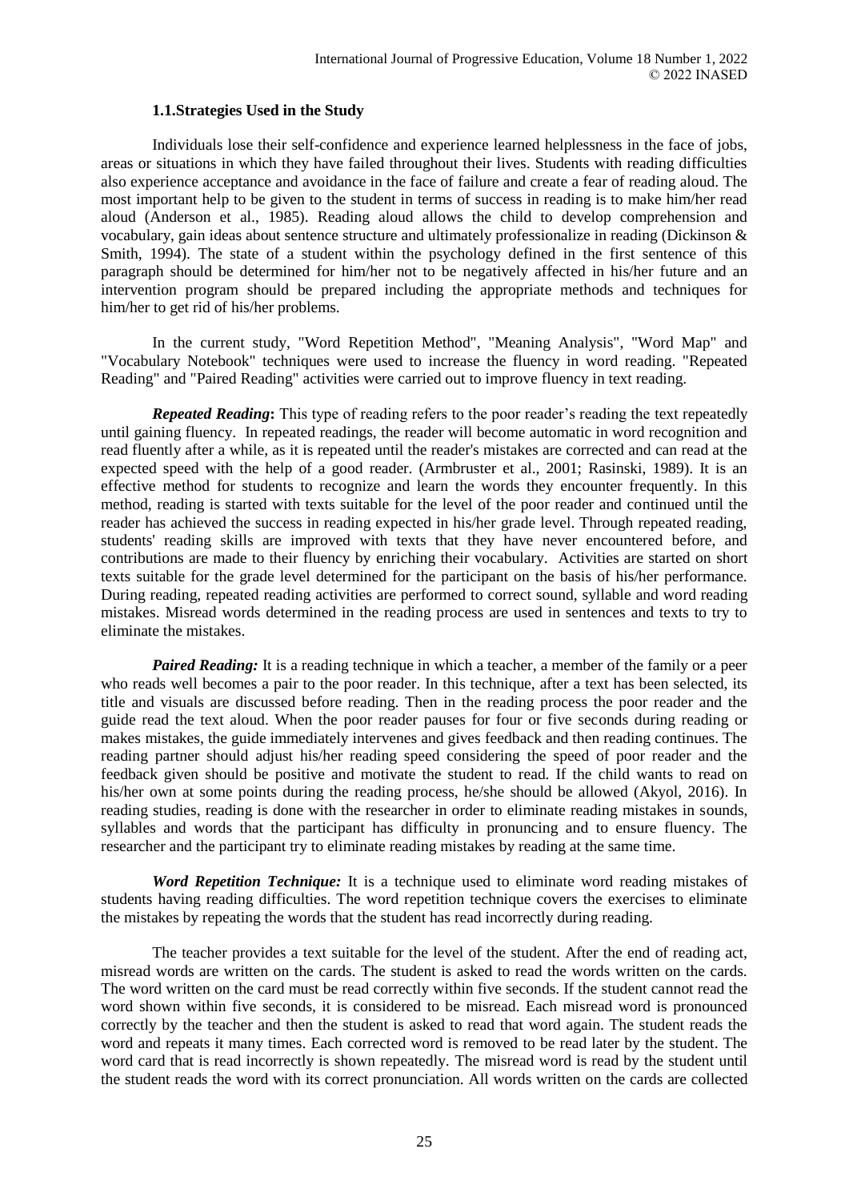### 1.1. Strategies Used in the Study

Individuals lose their self-confidence and experience learned helplessness in the face of jobs, areas or situations in which they have failed throughout their lives. Students with reading difficulties also experience acceptance and avoidance in the face of failure and create a fear of reading aloud. The most important help to be given to the student in terms of success in reading is to make him/her read aloud (Anderson et al., 1985). Reading aloud allows the child to develop comprehension and vocabulary, gain ideas about sentence structure and ultimately professionalize in reading (Dickinson & Smith, 1994). The state of a student within the psychology defined in the first sentence of this paragraph should be determined for him/her not to be negatively affected in his/her future and an intervention program should be prepared including the appropriate methods and techniques for him/her to get rid of his/her problems.

In the current study, "Word Repetition Method", "Meaning Analysis", "Word Map" and "Vocabulary Notebook" techniques were used to increase the fluency in word reading. "Repeated Reading" and "Paired Reading" activities were carried out to improve fluency in text reading.

***Repeated Reading*:** This type of reading refers to the poor reader's reading the text repeatedly until gaining fluency. In repeated readings, the reader will become automatic in word recognition and read fluently after a while, as it is repeated until the reader's mistakes are corrected and can read at the expected speed with the help of a good reader. (Armbruster et al., 2001; Rasinski, 1989). It is an effective method for students to recognize and learn the words they encounter frequently. In this method, reading is started with texts suitable for the level of the poor reader and continued until the reader has achieved the success in reading expected in his/her grade level. Through repeated reading, students' reading skills are improved with texts that they have never encountered before, and contributions are made to their fluency by enriching their vocabulary. Activities are started on short texts suitable for the grade level determined for the participant on the basis of his/her performance. During reading, repeated reading activities are performed to correct sound, syllable and word reading mistakes. Misread words determined in the reading process are used in sentences and texts to try to eliminate the mistakes.

***Paired Reading:*** It is a reading technique in which a teacher, a member of the family or a peer who reads well becomes a pair to the poor reader. In this technique, after a text has been selected, its title and visuals are discussed before reading. Then in the reading process the poor reader and the guide read the text aloud. When the poor reader pauses for four or five seconds during reading or makes mistakes, the guide immediately intervenes and gives feedback and then reading continues. The reading partner should adjust his/her reading speed considering the speed of poor reader and the feedback given should be positive and motivate the student to read. If the child wants to read on his/her own at some points during the reading process, he/she should be allowed (Akyol, 2016). In reading studies, reading is done with the researcher in order to eliminate reading mistakes in sounds, syllables and words that the participant has difficulty in pronouncing and to ensure fluency. The researcher and the participant try to eliminate reading mistakes by reading at the same time.

***Word Repetition Technique:*** It is a technique used to eliminate word reading mistakes of students having reading difficulties. The word repetition technique covers the exercises to eliminate the mistakes by repeating the words that the student has read incorrectly during reading.

The teacher provides a text suitable for the level of the student. After the end of reading act, misread words are written on the cards. The student is asked to read the words written on the cards. The word written on the card must be read correctly within five seconds. If the student cannot read the word shown within five seconds, it is considered to be misread. Each misread word is pronounced correctly by the teacher and then the student is asked to read that word again. The student reads the word and repeats it many times. Each corrected word is removed to be read later by the student. The word card that is read incorrectly is shown repeatedly. The misread word is read by the student until the student reads the word with its correct pronunciation. All words written on the cards are collected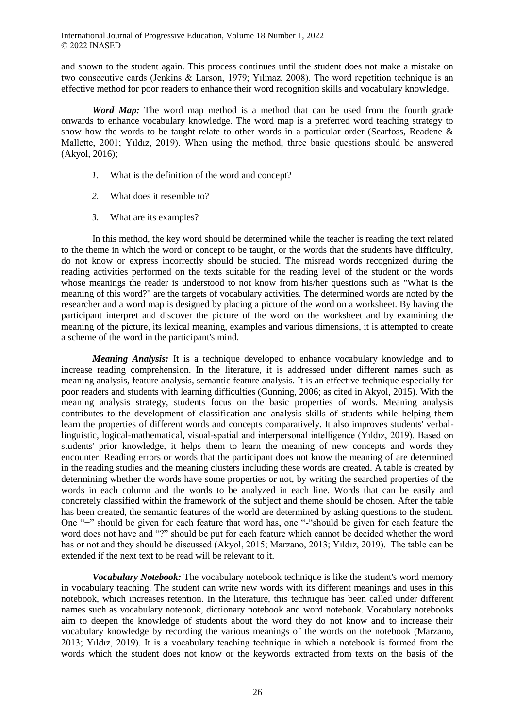and shown to the student again. This process continues until the student does not make a mistake on two consecutive cards (Jenkins & Larson, 1979; Yılmaz, 2008). The word repetition technique is an effective method for poor readers to enhance their word recognition skills and vocabulary knowledge.

***Word Map:*** The word map method is a method that can be used from the fourth grade onwards to enhance vocabulary knowledge. The word map is a preferred word teaching strategy to show how the words to be taught relate to other words in a particular order (Searfoss, Readene & Mallette, 2001; Yıldız, 2019). When using the method, three basic questions should be answered (Akyol, 2016);

*1.* What is the definition of the word and concept?

*2.* What does it resemble to?

*3.* What are its examples?

In this method, the key word should be determined while the teacher is reading the text related to the theme in which the word or concept to be taught, or the words that the students have difficulty, do not know or express incorrectly should be studied. The misread words recognized during the reading activities performed on the texts suitable for the reading level of the student or the words whose meanings the reader is understood to not know from his/her questions such as "What is the meaning of this word?" are the targets of vocabulary activities. The determined words are noted by the researcher and a word map is designed by placing a picture of the word on a worksheet. By having the participant interpret and discover the picture of the word on the worksheet and by examining the meaning of the picture, its lexical meaning, examples and various dimensions, it is attempted to create a scheme of the word in the participant's mind.

***Meaning Analysis:*** It is a technique developed to enhance vocabulary knowledge and to increase reading comprehension. In the literature, it is addressed under different names such as meaning analysis, feature analysis, semantic feature analysis. It is an effective technique especially for poor readers and students with learning difficulties (Gunning, 2006; as cited in Akyol, 2015). With the meaning analysis strategy, students focus on the basic properties of words. Meaning analysis contributes to the development of classification and analysis skills of students while helping them learn the properties of different words and concepts comparatively. It also improves students' verbal-linguistic, logical-mathematical, visual-spatial and interpersonal intelligence (Yıldız, 2019). Based on students' prior knowledge, it helps them to learn the meaning of new concepts and words they encounter. Reading errors or words that the participant does not know the meaning of are determined in the reading studies and the meaning clusters including these words are created. A table is created by determining whether the words have some properties or not, by writing the searched properties of the words in each column and the words to be analyzed in each line. Words that can be easily and concretely classified within the framework of the subject and theme should be chosen. After the table has been created, the semantic features of the world are determined by asking questions to the student. One "+" should be given for each feature that word has, one "-"should be given for each feature the word does not have and "?" should be put for each feature which cannot be decided whether the word has or not and they should be discussed (Akyol, 2015; Marzano, 2013; Yıldız, 2019). The table can be extended if the next text to be read will be relevant to it.

***Vocabulary Notebook:*** The vocabulary notebook technique is like the student's word memory in vocabulary teaching. The student can write new words with its different meanings and uses in this notebook, which increases retention. In the literature, this technique has been called under different names such as vocabulary notebook, dictionary notebook and word notebook. Vocabulary notebooks aim to deepen the knowledge of students about the word they do not know and to increase their vocabulary knowledge by recording the various meanings of the words on the notebook (Marzano, 2013; Yıldız, 2019). It is a vocabulary teaching technique in which a notebook is formed from the words which the student does not know or the keywords extracted from texts on the basis of the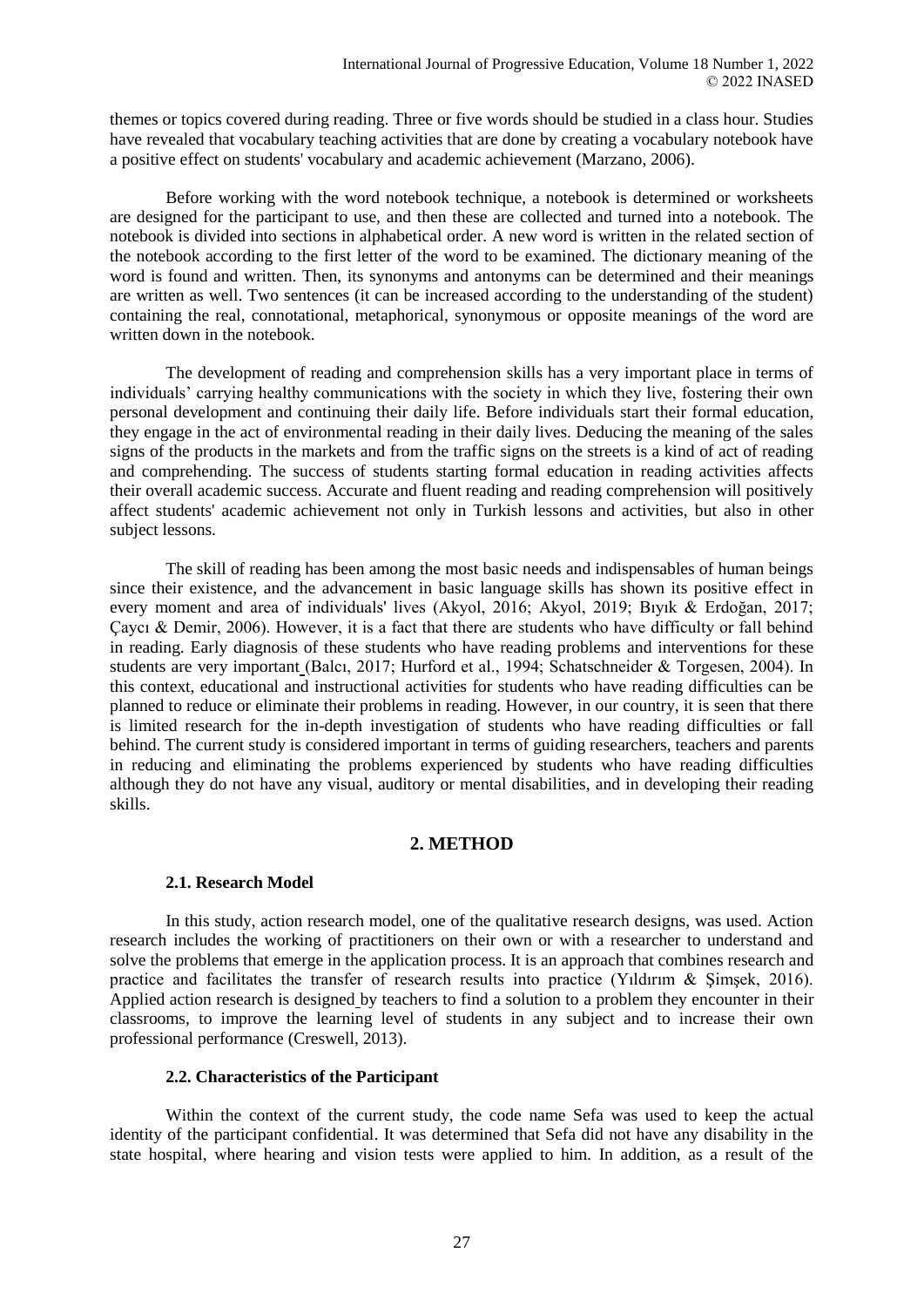themes or topics covered during reading. Three or five words should be studied in a class hour. Studies have revealed that vocabulary teaching activities that are done by creating a vocabulary notebook have a positive effect on students' vocabulary and academic achievement (Marzano, 2006).

Before working with the word notebook technique, a notebook is determined or worksheets are designed for the participant to use, and then these are collected and turned into a notebook. The notebook is divided into sections in alphabetical order. A new word is written in the related section of the notebook according to the first letter of the word to be examined. The dictionary meaning of the word is found and written. Then, its synonyms and antonyms can be determined and their meanings are written as well. Two sentences (it can be increased according to the understanding of the student) containing the real, connotational, metaphorical, synonymous or opposite meanings of the word are written down in the notebook.

The development of reading and comprehension skills has a very important place in terms of individuals' carrying healthy communications with the society in which they live, fostering their own personal development and continuing their daily life. Before individuals start their formal education, they engage in the act of environmental reading in their daily lives. Deducing the meaning of the sales signs of the products in the markets and from the traffic signs on the streets is a kind of act of reading and comprehending. The success of students starting formal education in reading activities affects their overall academic success. Accurate and fluent reading and reading comprehension will positively affect students' academic achievement not only in Turkish lessons and activities, but also in other subject lessons.

The skill of reading has been among the most basic needs and indispensables of human beings since their existence, and the advancement in basic language skills has shown its positive effect in every moment and area of individuals' lives (Akyol, 2016; Akyol, 2019; Bıyık & Erdoğan, 2017; Çaycı & Demir, 2006). However, it is a fact that there are students who have difficulty or fall behind in reading. Early diagnosis of these students who have reading problems and interventions for these students are very important (Balcı, 2017; Hurford et al., 1994; Schatschneider & Torgesen, 2004). In this context, educational and instructional activities for students who have reading difficulties can be planned to reduce or eliminate their problems in reading. However, in our country, it is seen that there is limited research for the in-depth investigation of students who have reading difficulties or fall behind. The current study is considered important in terms of guiding researchers, teachers and parents in reducing and eliminating the problems experienced by students who have reading difficulties although they do not have any visual, auditory or mental disabilities, and in developing their reading skills.

## 2. METHOD

### 2.1. Research Model

In this study, action research model, one of the qualitative research designs, was used. Action research includes the working of practitioners on their own or with a researcher to understand and solve the problems that emerge in the application process. It is an approach that combines research and practice and facilitates the transfer of research results into practice (Yıldırım & Şimşek, 2016). Applied action research is designed by teachers to find a solution to a problem they encounter in their classrooms, to improve the learning level of students in any subject and to increase their own professional performance (Creswell, 2013).

### 2.2. Characteristics of the Participant

Within the context of the current study, the code name Sefa was used to keep the actual identity of the participant confidential. It was determined that Sefa did not have any disability in the state hospital, where hearing and vision tests were applied to him. In addition, as a result of the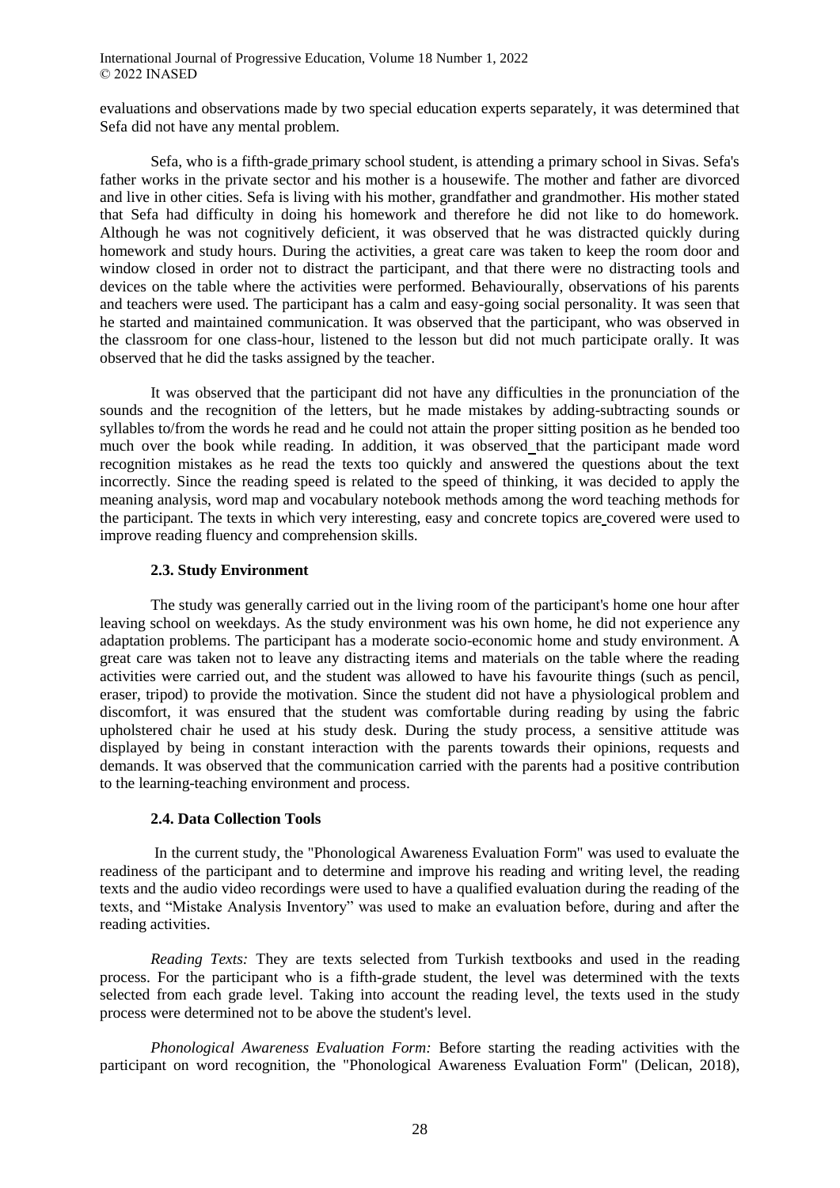evaluations and observations made by two special education experts separately, it was determined that Sefa did not have any mental problem.

Sefa, who is a fifth-grade primary school student, is attending a primary school in Sivas. Sefa's father works in the private sector and his mother is a housewife. The mother and father are divorced and live in other cities. Sefa is living with his mother, grandfather and grandmother. His mother stated that Sefa had difficulty in doing his homework and therefore he did not like to do homework. Although he was not cognitively deficient, it was observed that he was distracted quickly during homework and study hours. During the activities, a great care was taken to keep the room door and window closed in order not to distract the participant, and that there were no distracting tools and devices on the table where the activities were performed. Behaviourally, observations of his parents and teachers were used. The participant has a calm and easy-going social personality. It was seen that he started and maintained communication. It was observed that the participant, who was observed in the classroom for one class-hour, listened to the lesson but did not much participate orally. It was observed that he did the tasks assigned by the teacher.

It was observed that the participant did not have any difficulties in the pronunciation of the sounds and the recognition of the letters, but he made mistakes by adding-subtracting sounds or syllables to/from the words he read and he could not attain the proper sitting position as he bended too much over the book while reading. In addition, it was observed that the participant made word recognition mistakes as he read the texts too quickly and answered the questions about the text incorrectly. Since the reading speed is related to the speed of thinking, it was decided to apply the meaning analysis, word map and vocabulary notebook methods among the word teaching methods for the participant. The texts in which very interesting, easy and concrete topics are covered were used to improve reading fluency and comprehension skills.

### 2.3. Study Environment

The study was generally carried out in the living room of the participant's home one hour after leaving school on weekdays. As the study environment was his own home, he did not experience any adaptation problems. The participant has a moderate socio-economic home and study environment. A great care was taken not to leave any distracting items and materials on the table where the reading activities were carried out, and the student was allowed to have his favourite things (such as pencil, eraser, tripod) to provide the motivation. Since the student did not have a physiological problem and discomfort, it was ensured that the student was comfortable during reading by using the fabric upholstered chair he used at his study desk. During the study process, a sensitive attitude was displayed by being in constant interaction with the parents towards their opinions, requests and demands. It was observed that the communication carried with the parents had a positive contribution to the learning-teaching environment and process.

### 2.4. Data Collection Tools

In the current study, the "Phonological Awareness Evaluation Form" was used to evaluate the readiness of the participant and to determine and improve his reading and writing level, the reading texts and the audio video recordings were used to have a qualified evaluation during the reading of the texts, and "Mistake Analysis Inventory" was used to make an evaluation before, during and after the reading activities.

*Reading Texts:* They are texts selected from Turkish textbooks and used in the reading process. For the participant who is a fifth-grade student, the level was determined with the texts selected from each grade level. Taking into account the reading level, the texts used in the study process were determined not to be above the student's level.

*Phonological Awareness Evaluation Form:* Before starting the reading activities with the participant on word recognition, the "Phonological Awareness Evaluation Form" (Delican, 2018),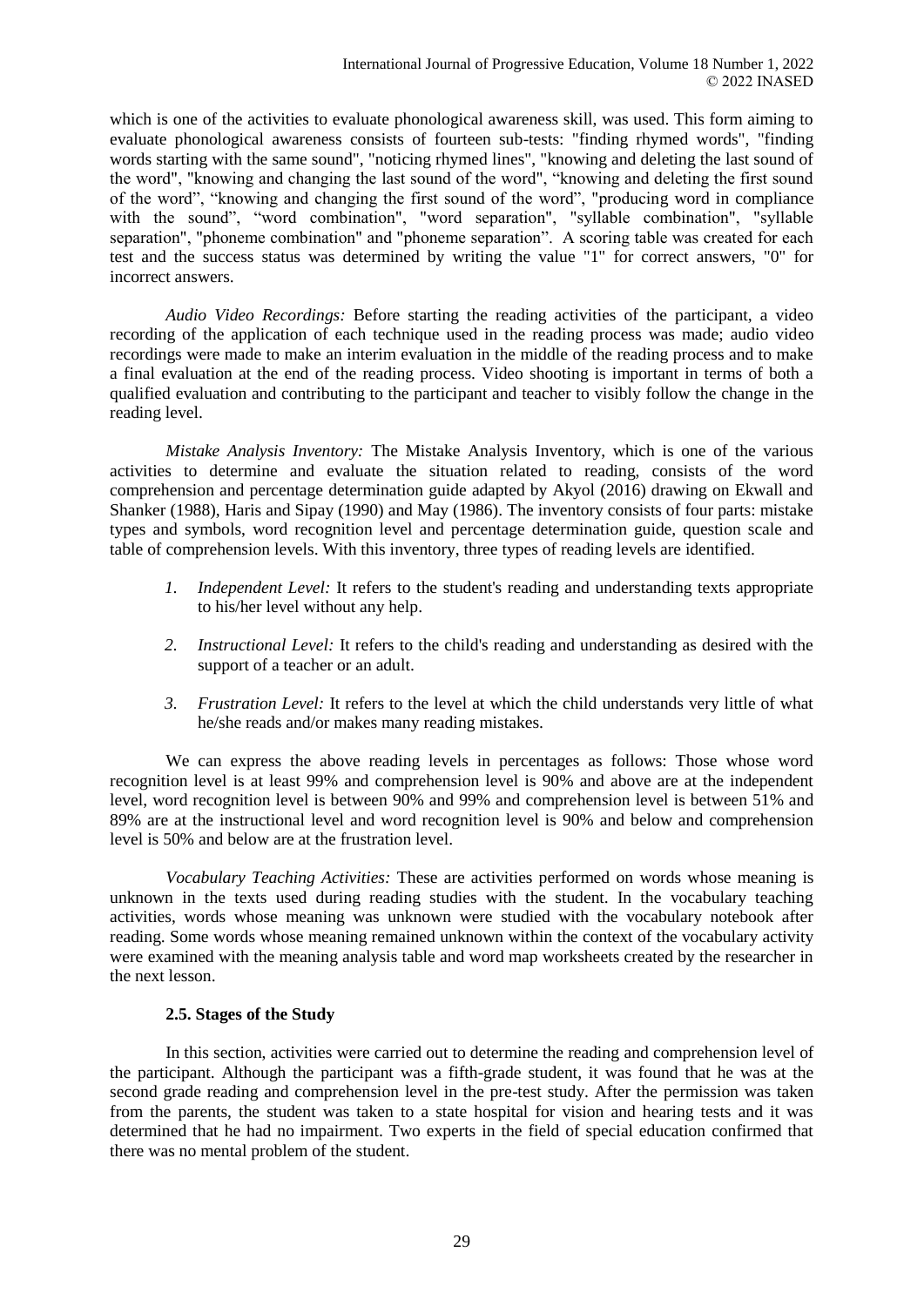which is one of the activities to evaluate phonological awareness skill, was used. This form aiming to evaluate phonological awareness consists of fourteen sub-tests: "finding rhymed words", "finding words starting with the same sound", "noticing rhymed lines", "knowing and deleting the last sound of the word", "knowing and changing the last sound of the word", "knowing and deleting the first sound of the word", "knowing and changing the first sound of the word", "producing word in compliance with the sound", "word combination", "word separation", "syllable combination", "syllable separation", "phoneme combination" and "phoneme separation". A scoring table was created for each test and the success status was determined by writing the value "1" for correct answers, "0" for incorrect answers.

*Audio Video Recordings:* Before starting the reading activities of the participant, a video recording of the application of each technique used in the reading process was made; audio video recordings were made to make an interim evaluation in the middle of the reading process and to make a final evaluation at the end of the reading process. Video shooting is important in terms of both a qualified evaluation and contributing to the participant and teacher to visibly follow the change in the reading level.

*Mistake Analysis Inventory:* The Mistake Analysis Inventory, which is one of the various activities to determine and evaluate the situation related to reading, consists of the word comprehension and percentage determination guide adapted by Akyol (2016) drawing on Ekwall and Shanker (1988), Haris and Sipay (1990) and May (1986). The inventory consists of four parts: mistake types and symbols, word recognition level and percentage determination guide, question scale and table of comprehension levels. With this inventory, three types of reading levels are identified.

1. *Independent Level:* It refers to the student's reading and understanding texts appropriate to his/her level without any help.
2. *Instructional Level:* It refers to the child's reading and understanding as desired with the support of a teacher or an adult.
3. *Frustration Level:* It refers to the level at which the child understands very little of what he/she reads and/or makes many reading mistakes.

We can express the above reading levels in percentages as follows: Those whose word recognition level is at least 99% and comprehension level is 90% and above are at the independent level, word recognition level is between 90% and 99% and comprehension level is between 51% and 89% are at the instructional level and word recognition level is 90% and below and comprehension level is 50% and below are at the frustration level.

*Vocabulary Teaching Activities:* These are activities performed on words whose meaning is unknown in the texts used during reading studies with the student. In the vocabulary teaching activities, words whose meaning was unknown were studied with the vocabulary notebook after reading. Some words whose meaning remained unknown within the context of the vocabulary activity were examined with the meaning analysis table and word map worksheets created by the researcher in the next lesson.

### 2.5. Stages of the Study

In this section, activities were carried out to determine the reading and comprehension level of the participant. Although the participant was a fifth-grade student, it was found that he was at the second grade reading and comprehension level in the pre-test study. After the permission was taken from the parents, the student was taken to a state hospital for vision and hearing tests and it was determined that he had no impairment. Two experts in the field of special education confirmed that there was no mental problem of the student.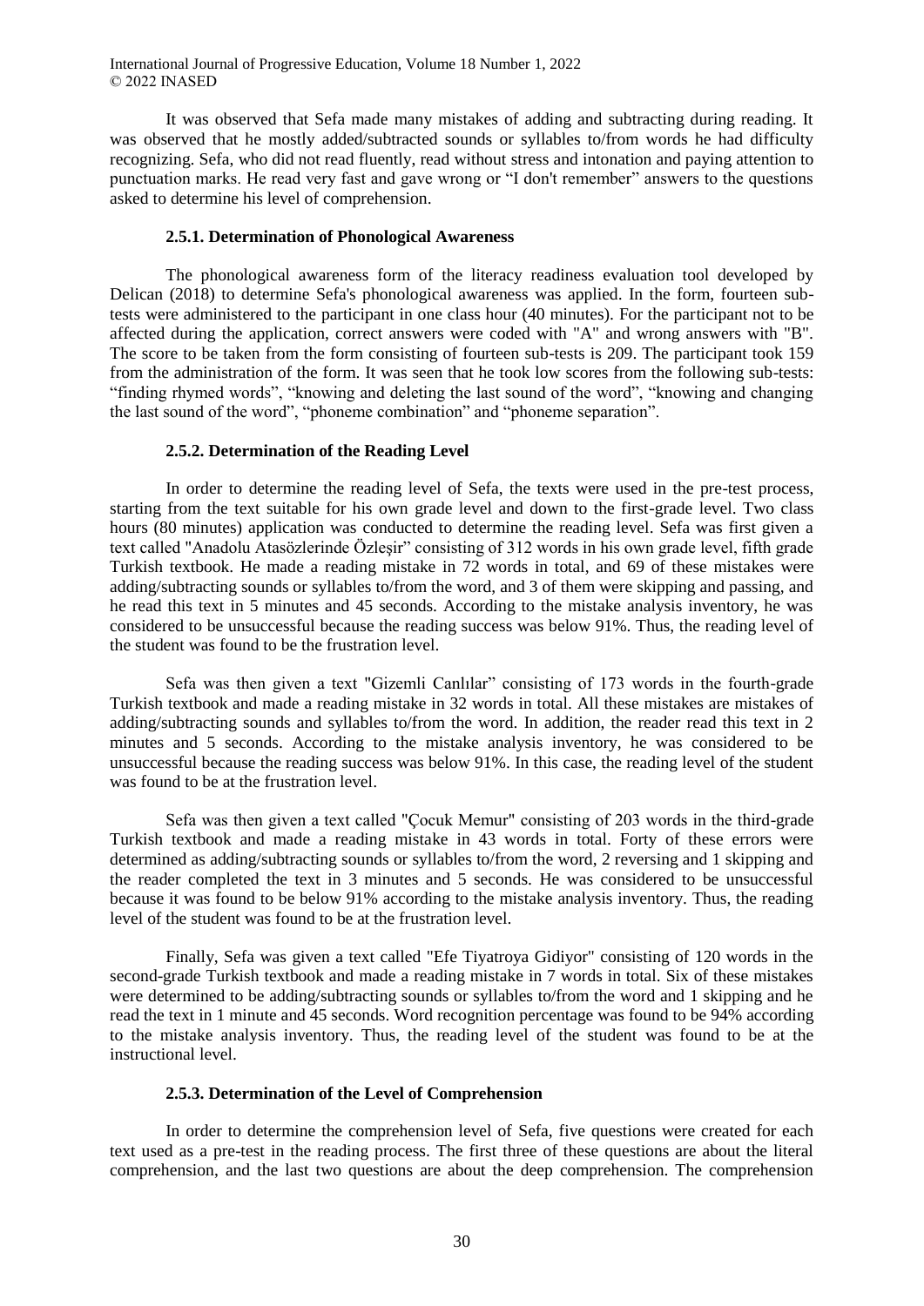It was observed that Sefa made many mistakes of adding and subtracting during reading. It was observed that he mostly added/subtracted sounds or syllables to/from words he had difficulty recognizing. Sefa, who did not read fluently, read without stress and intonation and paying attention to punctuation marks. He read very fast and gave wrong or "I don't remember" answers to the questions asked to determine his level of comprehension.

#### 2.5.1. Determination of Phonological Awareness

The phonological awareness form of the literacy readiness evaluation tool developed by Delican (2018) to determine Sefa's phonological awareness was applied. In the form, fourteen sub-tests were administered to the participant in one class hour (40 minutes). For the participant not to be affected during the application, correct answers were coded with "A" and wrong answers with "B". The score to be taken from the form consisting of fourteen sub-tests is 209. The participant took 159 from the administration of the form. It was seen that he took low scores from the following sub-tests: "finding rhymed words", "knowing and deleting the last sound of the word", "knowing and changing the last sound of the word", "phoneme combination" and "phoneme separation".

#### 2.5.2. Determination of the Reading Level

In order to determine the reading level of Sefa, the texts were used in the pre-test process, starting from the text suitable for his own grade level and down to the first-grade level. Two class hours (80 minutes) application was conducted to determine the reading level. Sefa was first given a text called "Anadolu Atasözlerinde Özleşir" consisting of 312 words in his own grade level, fifth grade Turkish textbook. He made a reading mistake in 72 words in total, and 69 of these mistakes were adding/subtracting sounds or syllables to/from the word, and 3 of them were skipping and passing, and he read this text in 5 minutes and 45 seconds. According to the mistake analysis inventory, he was considered to be unsuccessful because the reading success was below 91%. Thus, the reading level of the student was found to be the frustration level.

Sefa was then given a text "Gizemli Canlılar" consisting of 173 words in the fourth-grade Turkish textbook and made a reading mistake in 32 words in total. All these mistakes are mistakes of adding/subtracting sounds and syllables to/from the word. In addition, the reader read this text in 2 minutes and 5 seconds. According to the mistake analysis inventory, he was considered to be unsuccessful because the reading success was below 91%. In this case, the reading level of the student was found to be at the frustration level.

Sefa was then given a text called "Çocuk Memur" consisting of 203 words in the third-grade Turkish textbook and made a reading mistake in 43 words in total. Forty of these errors were determined as adding/subtracting sounds or syllables to/from the word, 2 reversing and 1 skipping and the reader completed the text in 3 minutes and 5 seconds. He was considered to be unsuccessful because it was found to be below 91% according to the mistake analysis inventory. Thus, the reading level of the student was found to be at the frustration level.

Finally, Sefa was given a text called "Efe Tiyatroya Gidiyor" consisting of 120 words in the second-grade Turkish textbook and made a reading mistake in 7 words in total. Six of these mistakes were determined to be adding/subtracting sounds or syllables to/from the word and 1 skipping and he read the text in 1 minute and 45 seconds. Word recognition percentage was found to be 94% according to the mistake analysis inventory. Thus, the reading level of the student was found to be at the instructional level.

#### 2.5.3. Determination of the Level of Comprehension

In order to determine the comprehension level of Sefa, five questions were created for each text used as a pre-test in the reading process. The first three of these questions are about the literal comprehension, and the last two questions are about the deep comprehension. The comprehension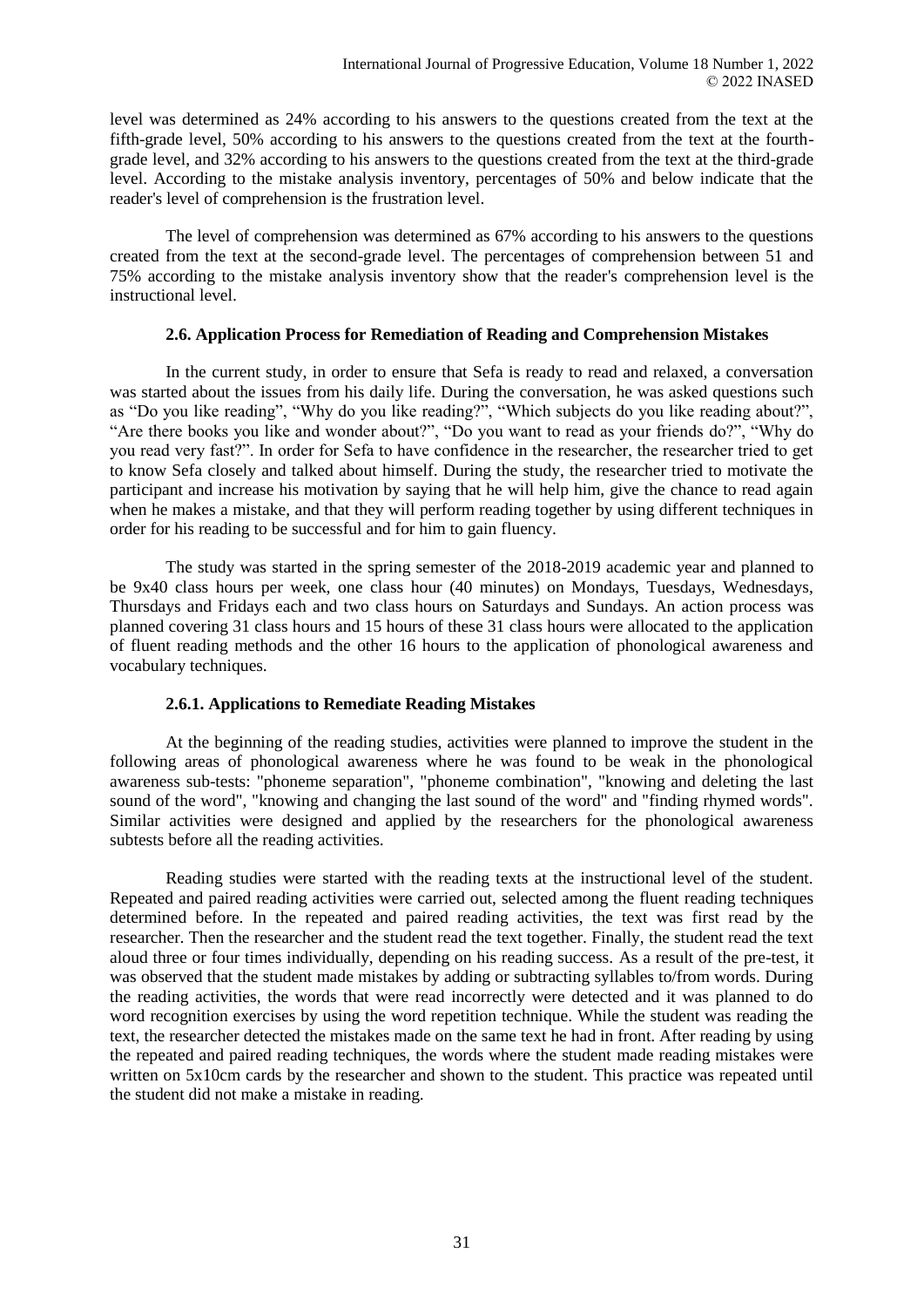level was determined as 24% according to his answers to the questions created from the text at the fifth-grade level, 50% according to his answers to the questions created from the text at the fourth-grade level, and 32% according to his answers to the questions created from the text at the third-grade level. According to the mistake analysis inventory, percentages of 50% and below indicate that the reader's level of comprehension is the frustration level.

The level of comprehension was determined as 67% according to his answers to the questions created from the text at the second-grade level. The percentages of comprehension between 51 and 75% according to the mistake analysis inventory show that the reader's comprehension level is the instructional level.

### 2.6. Application Process for Remediation of Reading and Comprehension Mistakes

In the current study, in order to ensure that Sefa is ready to read and relaxed, a conversation was started about the issues from his daily life. During the conversation, he was asked questions such as "Do you like reading", "Why do you like reading?", "Which subjects do you like reading about?", "Are there books you like and wonder about?", "Do you want to read as your friends do?", "Why do you read very fast?". In order for Sefa to have confidence in the researcher, the researcher tried to get to know Sefa closely and talked about himself. During the study, the researcher tried to motivate the participant and increase his motivation by saying that he will help him, give the chance to read again when he makes a mistake, and that they will perform reading together by using different techniques in order for his reading to be successful and for him to gain fluency.

The study was started in the spring semester of the 2018-2019 academic year and planned to be 9x40 class hours per week, one class hour (40 minutes) on Mondays, Tuesdays, Wednesdays, Thursdays and Fridays each and two class hours on Saturdays and Sundays. An action process was planned covering 31 class hours and 15 hours of these 31 class hours were allocated to the application of fluent reading methods and the other 16 hours to the application of phonological awareness and vocabulary techniques.

#### 2.6.1. Applications to Remediate Reading Mistakes

At the beginning of the reading studies, activities were planned to improve the student in the following areas of phonological awareness where he was found to be weak in the phonological awareness sub-tests: "phoneme separation", "phoneme combination", "knowing and deleting the last sound of the word", "knowing and changing the last sound of the word" and "finding rhymed words". Similar activities were designed and applied by the researchers for the phonological awareness subtests before all the reading activities.

Reading studies were started with the reading texts at the instructional level of the student. Repeated and paired reading activities were carried out, selected among the fluent reading techniques determined before. In the repeated and paired reading activities, the text was first read by the researcher. Then the researcher and the student read the text together. Finally, the student read the text aloud three or four times individually, depending on his reading success. As a result of the pre-test, it was observed that the student made mistakes by adding or subtracting syllables to/from words. During the reading activities, the words that were read incorrectly were detected and it was planned to do word recognition exercises by using the word repetition technique. While the student was reading the text, the researcher detected the mistakes made on the same text he had in front. After reading by using the repeated and paired reading techniques, the words where the student made reading mistakes were written on 5x10cm cards by the researcher and shown to the student. This practice was repeated until the student did not make a mistake in reading.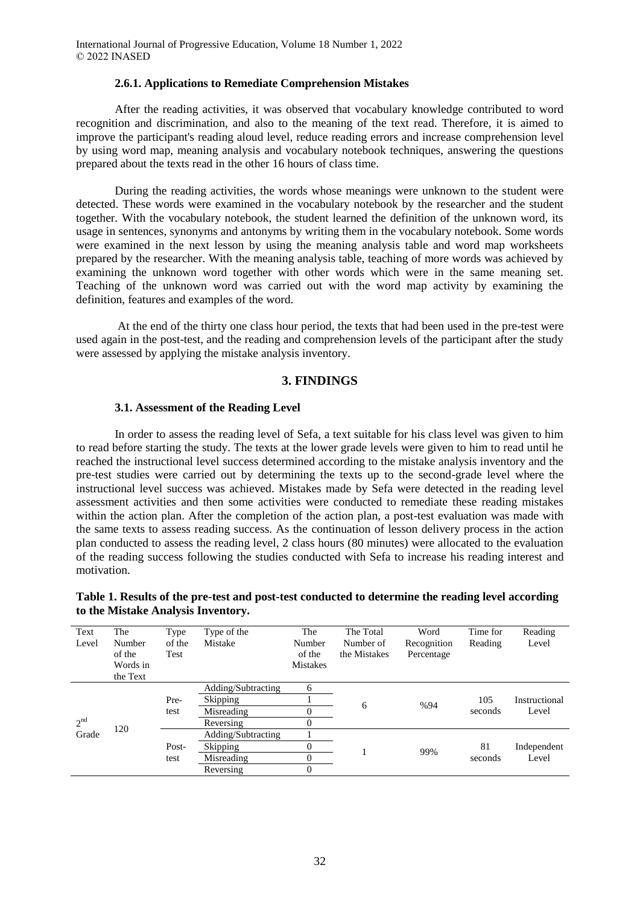#### 2.6.1. Applications to Remediate Comprehension Mistakes

After the reading activities, it was observed that vocabulary knowledge contributed to word recognition and discrimination, and also to the meaning of the text read. Therefore, it is aimed to improve the participant's reading aloud level, reduce reading errors and increase comprehension level by using word map, meaning analysis and vocabulary notebook techniques, answering the questions prepared about the texts read in the other 16 hours of class time.

During the reading activities, the words whose meanings were unknown to the student were detected. These words were examined in the vocabulary notebook by the researcher and the student together. With the vocabulary notebook, the student learned the definition of the unknown word, its usage in sentences, synonyms and antonyms by writing them in the vocabulary notebook. Some words were examined in the next lesson by using the meaning analysis table and word map worksheets prepared by the researcher. With the meaning analysis table, teaching of more words was achieved by examining the unknown word together with other words which were in the same meaning set. Teaching of the unknown word was carried out with the word map activity by examining the definition, features and examples of the word.

At the end of the thirty one class hour period, the texts that had been used in the pre-test were used again in the post-test, and the reading and comprehension levels of the participant after the study were assessed by applying the mistake analysis inventory.

## 3. FINDINGS

### 3.1. Assessment of the Reading Level

In order to assess the reading level of Sefa, a text suitable for his class level was given to him to read before starting the study. The texts at the lower grade levels were given to him to read until he reached the instructional level success determined according to the mistake analysis inventory and the pre-test studies were carried out by determining the texts up to the second-grade level where the instructional level success was achieved. Mistakes made by Sefa were detected in the reading level assessment activities and then some activities were conducted to remediate these reading mistakes within the action plan. After the completion of the action plan, a post-test evaluation was made with the same texts to assess reading success. As the continuation of lesson delivery process in the action plan conducted to assess the reading level, 2 class hours (80 minutes) were allocated to the evaluation of the reading success following the studies conducted with Sefa to increase his reading interest and motivation.

**Table 1. Results of the pre-test and post-test conducted to determine the reading level according to the Mistake Analysis Inventory.**

| Text Level | The Number of the Words in the Text | Type of the Test | Type of the Mistake | The Number of the Mistakes | The Total Number of the Mistakes | Word Recognition Percentage | Time for Reading | Reading Level |
|---|---|---|---|---|---|---|---|---|
| 2nd Grade | 120 | Pre-test | Adding/Subtracting | 6 | 6 | %94 | 105 seconds | Instructional Level |
| | | | Skipping | 1 | | | | |
| | | | Misreading | 0 | | | | |
| | | | Reversing | 0 | | | | |
| | | Post-test | Adding/Subtracting | 1 | 1 | 99% | 81 seconds | Independent Level |
| | | | Skipping | 0 | | | | |
| | | | Misreading | 0 | | | | |
| | | | Reversing | 0 | | | | |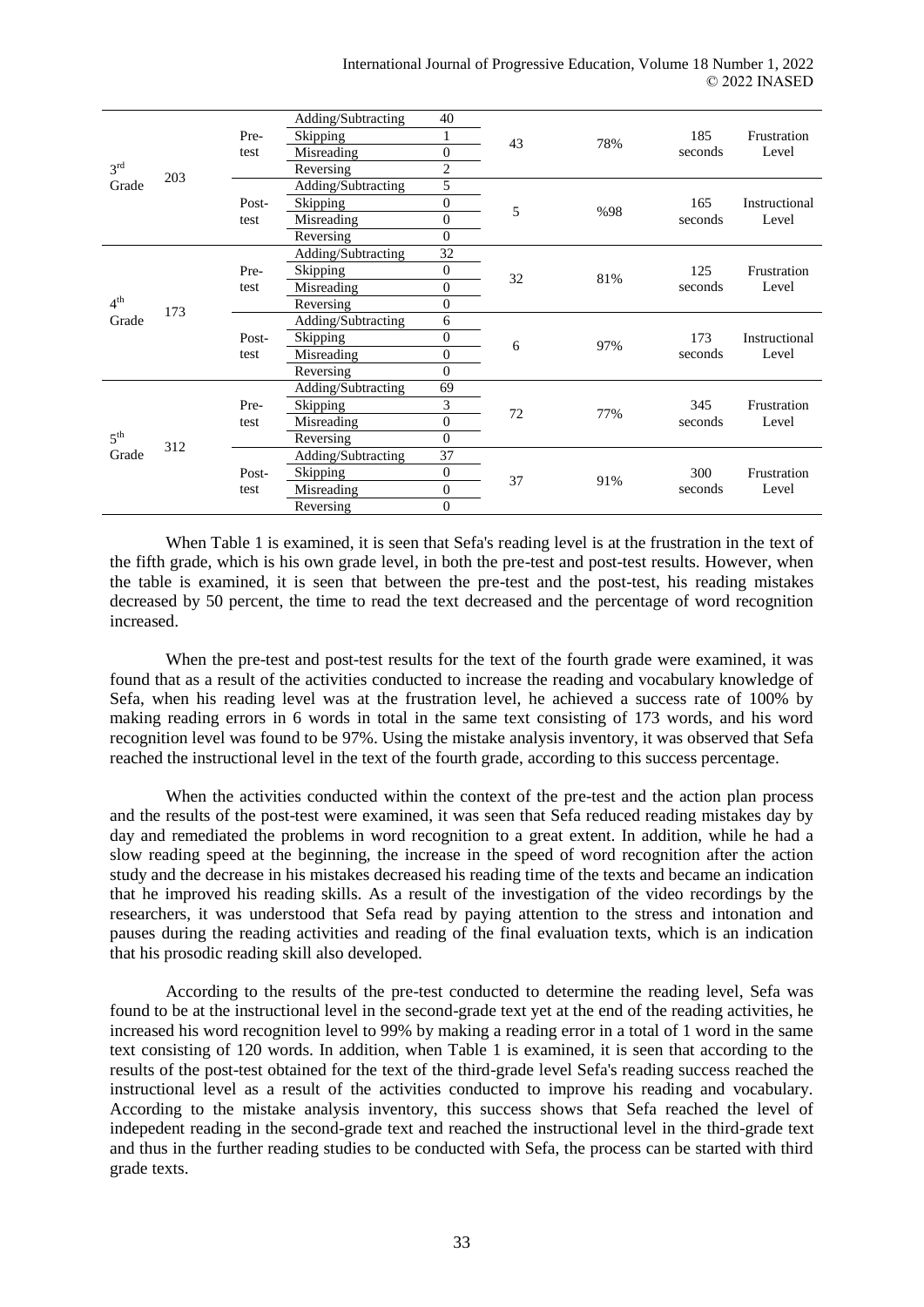| | | | | | | | | |
|---|---|---|---|---|---|---|---|---|
| 3rd Grade | 203 | Pre-test | Adding/Subtracting | 40 | 43 | 78% | 185 seconds | Frustration Level |
| | | | Skipping | 1 | | | | |
| | | | Misreading | 0 | | | | |
| | | | Reversing | 2 | | | | |
| | | Post-test | Adding/Subtracting | 5 | 5 | %98 | 165 seconds | Instructional Level |
| | | | Skipping | 0 | | | | |
| | | | Misreading | 0 | | | | |
| | | | Reversing | 0 | | | | |
| 4th Grade | 173 | Pre-test | Adding/Subtracting | 32 | 32 | 81% | 125 seconds | Frustration Level |
| | | | Skipping | 0 | | | | |
| | | | Misreading | 0 | | | | |
| | | | Reversing | 0 | | | | |
| | | Post-test | Adding/Subtracting | 6 | 6 | 97% | 173 seconds | Instructional Level |
| | | | Skipping | 0 | | | | |
| | | | Misreading | 0 | | | | |
| | | | Reversing | 0 | | | | |
| 5th Grade | 312 | Pre-test | Adding/Subtracting | 69 | 72 | 77% | 345 seconds | Frustration Level |
| | | | Skipping | 3 | | | | |
| | | | Misreading | 0 | | | | |
| | | | Reversing | 0 | | | | |
| | | Post-test | Adding/Subtracting | 37 | 37 | 91% | 300 seconds | Frustration Level |
| | | | Skipping | 0 | | | | |
| | | | Misreading | 0 | | | | |
| | | | Reversing | 0 | | | | |

When Table 1 is examined, it is seen that Sefa's reading level is at the frustration in the text of the fifth grade, which is his own grade level, in both the pre-test and post-test results. However, when the table is examined, it is seen that between the pre-test and the post-test, his reading mistakes decreased by 50 percent, the time to read the text decreased and the percentage of word recognition increased.

When the pre-test and post-test results for the text of the fourth grade were examined, it was found that as a result of the activities conducted to increase the reading and vocabulary knowledge of Sefa, when his reading level was at the frustration level, he achieved a success rate of 100% by making reading errors in 6 words in total in the same text consisting of 173 words, and his word recognition level was found to be 97%. Using the mistake analysis inventory, it was observed that Sefa reached the instructional level in the text of the fourth grade, according to this success percentage.

When the activities conducted within the context of the pre-test and the action plan process and the results of the post-test were examined, it was seen that Sefa reduced reading mistakes day by day and remediated the problems in word recognition to a great extent. In addition, while he had a slow reading speed at the beginning, the increase in the speed of word recognition after the action study and the decrease in his mistakes decreased his reading time of the texts and became an indication that he improved his reading skills. As a result of the investigation of the video recordings by the researchers, it was understood that Sefa read by paying attention to the stress and intonation and pauses during the reading activities and reading of the final evaluation texts, which is an indication that his prosodic reading skill also developed.

According to the results of the pre-test conducted to determine the reading level, Sefa was found to be at the instructional level in the second-grade text yet at the end of the reading activities, he increased his word recognition level to 99% by making a reading error in a total of 1 word in the same text consisting of 120 words. In addition, when Table 1 is examined, it is seen that according to the results of the post-test obtained for the text of the third-grade level Sefa's reading success reached the instructional level as a result of the activities conducted to improve his reading and vocabulary. According to the mistake analysis inventory, this success shows that Sefa reached the level of indepedent reading in the second-grade text and reached the instructional level in the third-grade text and thus in the further reading studies to be conducted with Sefa, the process can be started with third grade texts.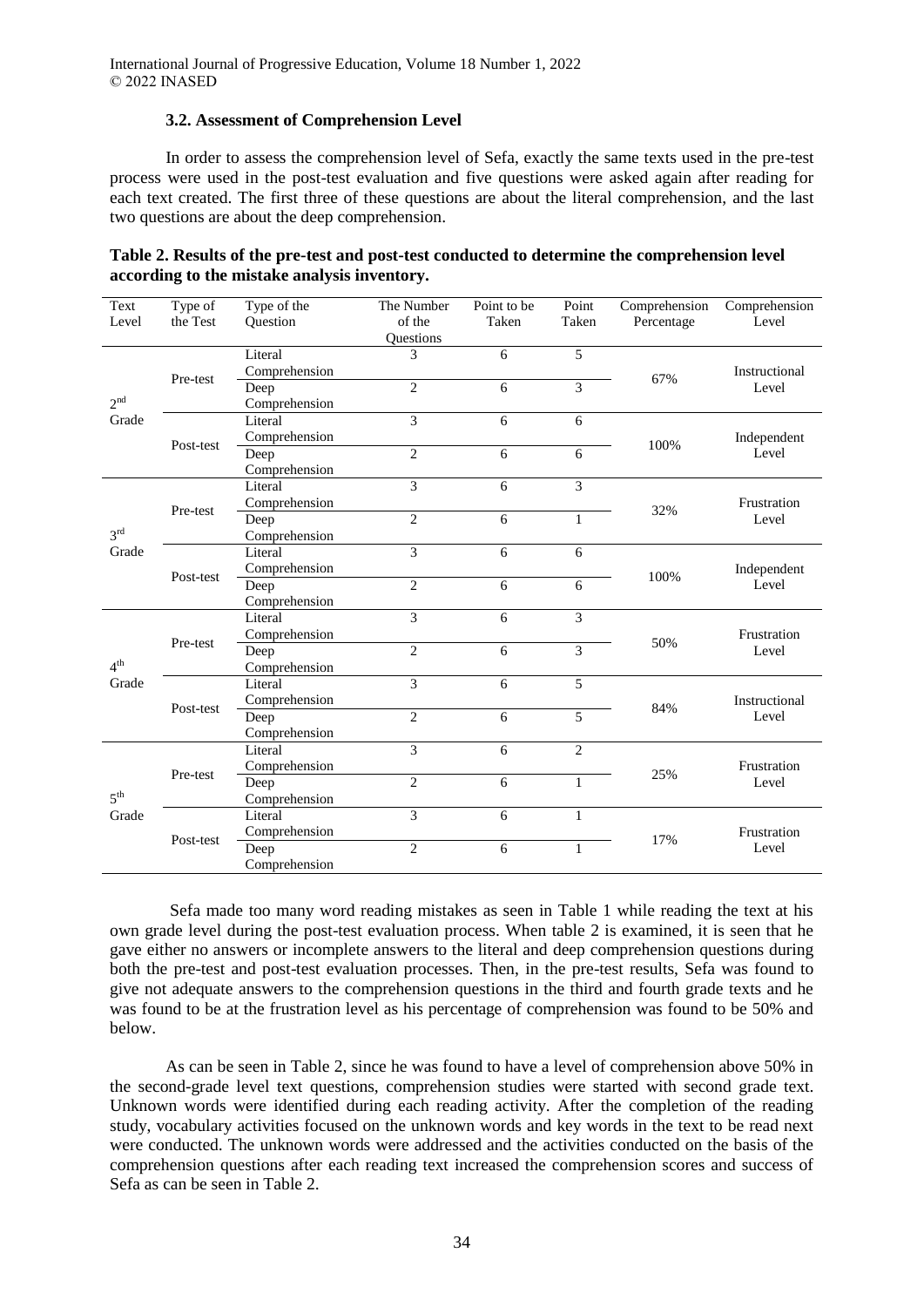### 3.2. Assessment of Comprehension Level

In order to assess the comprehension level of Sefa, exactly the same texts used in the pre-test process were used in the post-test evaluation and five questions were asked again after reading for each text created. The first three of these questions are about the literal comprehension, and the last two questions are about the deep comprehension.

**Table 2. Results of the pre-test and post-test conducted to determine the comprehension level according to the mistake analysis inventory.**

| Text Level | Type of the Test | Type of the Question | The Number of the Questions | Point to be Taken | Point Taken | Comprehension Percentage | Comprehension Level |
|---|---|---|---|---|---|---|---|
| 2nd Grade | Pre-test | Literal Comprehension | 3 | 6 | 5 | 67% | Instructional Level |
| | | Deep Comprehension | 2 | 6 | 3 | | |
| | Post-test | Literal Comprehension | 3 | 6 | 6 | 100% | Independent Level |
| | | Deep Comprehension | 2 | 6 | 6 | | |
| 3rd Grade | Pre-test | Literal Comprehension | 3 | 6 | 3 | 32% | Frustration Level |
| | | Deep Comprehension | 2 | 6 | 1 | | |
| | Post-test | Literal Comprehension | 3 | 6 | 6 | 100% | Independent Level |
| | | Deep Comprehension | 2 | 6 | 6 | | |
| 4th Grade | Pre-test | Literal Comprehension | 3 | 6 | 3 | 50% | Frustration Level |
| | | Deep Comprehension | 2 | 6 | 3 | | |
| | Post-test | Literal Comprehension | 3 | 6 | 5 | 84% | Instructional Level |
| | | Deep Comprehension | 2 | 6 | 5 | | |
| 5th Grade | Pre-test | Literal Comprehension | 3 | 6 | 2 | 25% | Frustration Level |
| | | Deep Comprehension | 2 | 6 | 1 | | |
| | Post-test | Literal Comprehension | 3 | 6 | 1 | 17% | Frustration Level |
| | | Deep Comprehension | 2 | 6 | 1 | | |

Sefa made too many word reading mistakes as seen in Table 1 while reading the text at his own grade level during the post-test evaluation process. When table 2 is examined, it is seen that he gave either no answers or incomplete answers to the literal and deep comprehension questions during both the pre-test and post-test evaluation processes. Then, in the pre-test results, Sefa was found to give not adequate answers to the comprehension questions in the third and fourth grade texts and he was found to be at the frustration level as his percentage of comprehension was found to be 50% and below.

As can be seen in Table 2, since he was found to have a level of comprehension above 50% in the second-grade level text questions, comprehension studies were started with second grade text. Unknown words were identified during each reading activity. After the completion of the reading study, vocabulary activities focused on the unknown words and key words in the text to be read next were conducted. The unknown words were addressed and the activities conducted on the basis of the comprehension questions after each reading text increased the comprehension scores and success of Sefa as can be seen in Table 2.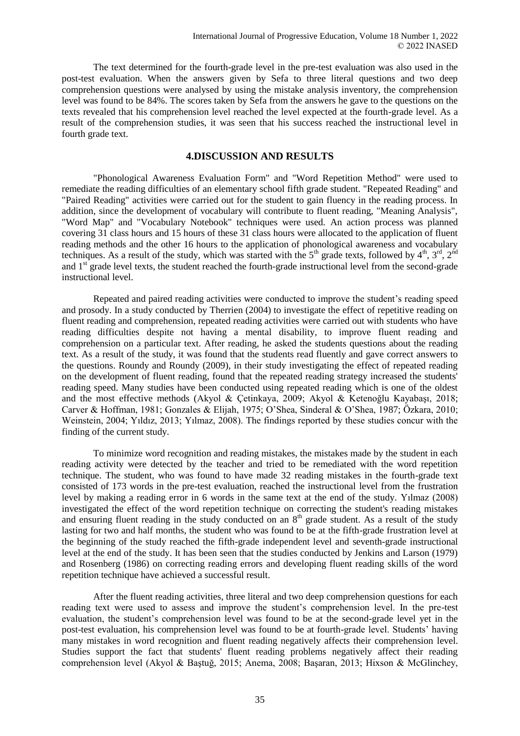The text determined for the fourth-grade level in the pre-test evaluation was also used in the post-test evaluation. When the answers given by Sefa to three literal questions and two deep comprehension questions were analysed by using the mistake analysis inventory, the comprehension level was found to be 84%. The scores taken by Sefa from the answers he gave to the questions on the texts revealed that his comprehension level reached the level expected at the fourth-grade level. As a result of the comprehension studies, it was seen that his success reached the instructional level in fourth grade text.

## 4.DISCUSSION AND RESULTS

"Phonological Awareness Evaluation Form" and "Word Repetition Method" were used to remediate the reading difficulties of an elementary school fifth grade student. "Repeated Reading" and "Paired Reading" activities were carried out for the student to gain fluency in the reading process. In addition, since the development of vocabulary will contribute to fluent reading, "Meaning Analysis", "Word Map" and "Vocabulary Notebook" techniques were used. An action process was planned covering 31 class hours and 15 hours of these 31 class hours were allocated to the application of fluent reading methods and the other 16 hours to the application of phonological awareness and vocabulary techniques. As a result of the study, which was started with the 5th grade texts, followed by 4th, 3rd, 2nd and 1st grade level texts, the student reached the fourth-grade instructional level from the second-grade instructional level.

Repeated and paired reading activities were conducted to improve the student's reading speed and prosody. In a study conducted by Therrien (2004) to investigate the effect of repetitive reading on fluent reading and comprehension, repeated reading activities were carried out with students who have reading difficulties despite not having a mental disability, to improve fluent reading and comprehension on a particular text. After reading, he asked the students questions about the reading text. As a result of the study, it was found that the students read fluently and gave correct answers to the questions. Roundy and Roundy (2009), in their study investigating the effect of repeated reading on the development of fluent reading, found that the repeated reading strategy increased the students' reading speed. Many studies have been conducted using repeated reading which is one of the oldest and the most effective methods (Akyol & Çetinkaya, 2009; Akyol & Ketenoğlu Kayabaşı, 2018; Carver & Hoffman, 1981; Gonzales & Elijah, 1975; O'Shea, Sinderal & O'Shea, 1987; Özkara, 2010; Weinstein, 2004; Yıldız, 2013; Yılmaz, 2008). The findings reported by these studies concur with the finding of the current study.

To minimize word recognition and reading mistakes, the mistakes made by the student in each reading activity were detected by the teacher and tried to be remediated with the word repetition technique. The student, who was found to have made 32 reading mistakes in the fourth-grade text consisted of 173 words in the pre-test evaluation, reached the instructional level from the frustration level by making a reading error in 6 words in the same text at the end of the study. Yılmaz (2008) investigated the effect of the word repetition technique on correcting the student's reading mistakes and ensuring fluent reading in the study conducted on an 8th grade student. As a result of the study lasting for two and half months, the student who was found to be at the fifth-grade frustration level at the beginning of the study reached the fifth-grade independent level and seventh-grade instructional level at the end of the study. It has been seen that the studies conducted by Jenkins and Larson (1979) and Rosenberg (1986) on correcting reading errors and developing fluent reading skills of the word repetition technique have achieved a successful result.

After the fluent reading activities, three literal and two deep comprehension questions for each reading text were used to assess and improve the student's comprehension level. In the pre-test evaluation, the student's comprehension level was found to be at the second-grade level yet in the post-test evaluation, his comprehension level was found to be at fourth-grade level. Students' having many mistakes in word recognition and fluent reading negatively affects their comprehension level. Studies support the fact that students' fluent reading problems negatively affect their reading comprehension level (Akyol & Baştuğ, 2015; Anema, 2008; Başaran, 2013; Hixson & McGlinchey,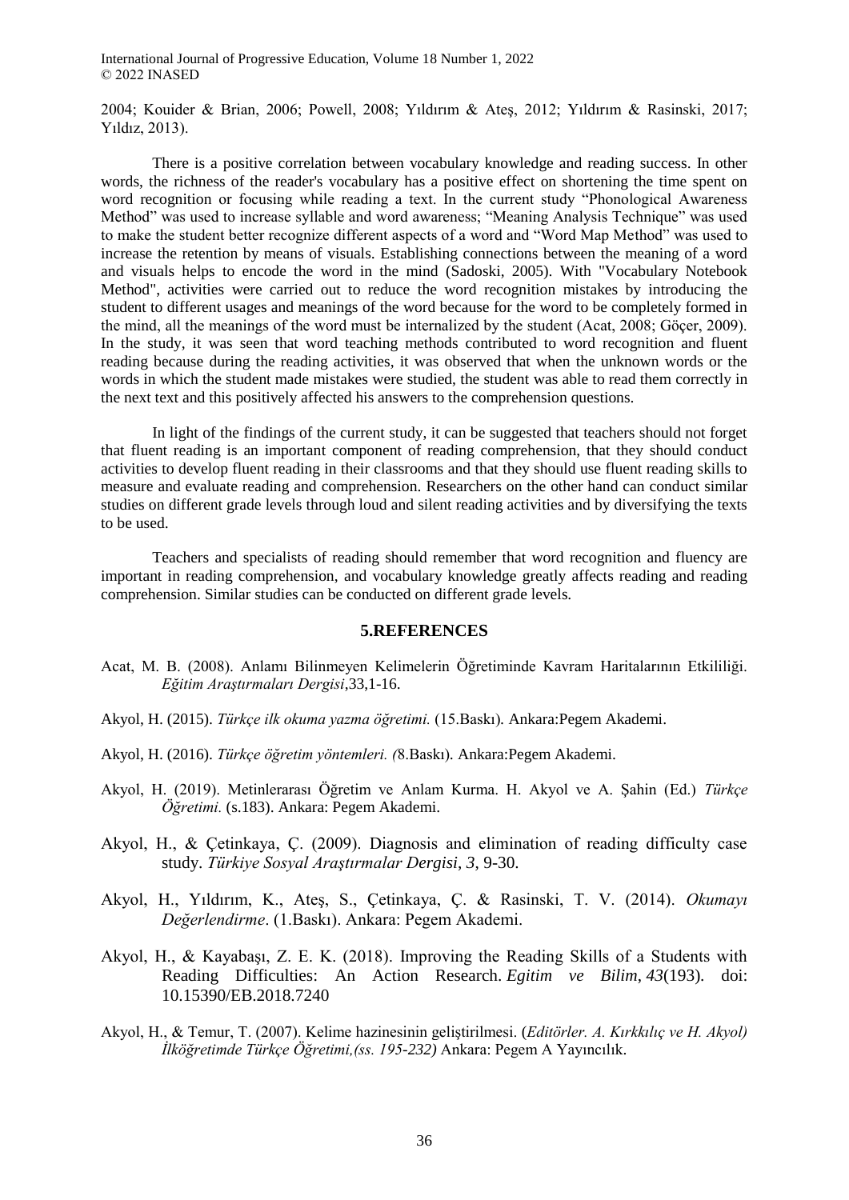2004; Kouider & Brian, 2006; Powell, 2008; Yıldırım & Ateş, 2012; Yıldırım & Rasinski, 2017; Yıldız, 2013).

There is a positive correlation between vocabulary knowledge and reading success. In other words, the richness of the reader's vocabulary has a positive effect on shortening the time spent on word recognition or focusing while reading a text. In the current study "Phonological Awareness Method" was used to increase syllable and word awareness; "Meaning Analysis Technique" was used to make the student better recognize different aspects of a word and "Word Map Method" was used to increase the retention by means of visuals. Establishing connections between the meaning of a word and visuals helps to encode the word in the mind (Sadoski, 2005). With "Vocabulary Notebook Method", activities were carried out to reduce the word recognition mistakes by introducing the student to different usages and meanings of the word because for the word to be completely formed in the mind, all the meanings of the word must be internalized by the student (Acat, 2008; Göçer, 2009). In the study, it was seen that word teaching methods contributed to word recognition and fluent reading because during the reading activities, it was observed that when the unknown words or the words in which the student made mistakes were studied, the student was able to read them correctly in the next text and this positively affected his answers to the comprehension questions.

In light of the findings of the current study, it can be suggested that teachers should not forget that fluent reading is an important component of reading comprehension, that they should conduct activities to develop fluent reading in their classrooms and that they should use fluent reading skills to measure and evaluate reading and comprehension. Researchers on the other hand can conduct similar studies on different grade levels through loud and silent reading activities and by diversifying the texts to be used.

Teachers and specialists of reading should remember that word recognition and fluency are important in reading comprehension, and vocabulary knowledge greatly affects reading and reading comprehension. Similar studies can be conducted on different grade levels.

## 5.REFERENCES

Acat, M. B. (2008). Anlamı Bilinmeyen Kelimelerin Öğretiminde Kavram Haritalarının Etkililiği. *Eğitim Araştırmaları Dergisi*,33,1-16.

Akyol, H. (2015). *Türkçe ilk okuma yazma öğretimi.* (15.Baskı). Ankara:Pegem Akademi.

Akyol, H. (2016). *Türkçe öğretim yöntemleri. (*8.Baskı). Ankara:Pegem Akademi.

Akyol, H. (2019). Metinlerarası Öğretim ve Anlam Kurma. H. Akyol ve A. Şahin (Ed.) *Türkçe Öğretimi.* (s.183). Ankara: Pegem Akademi.

Akyol, H., & Çetinkaya, Ç. (2009). Diagnosis and elimination of reading difficulty case study. *Türkiye Sosyal Araştırmalar Dergisi*, *3*, 9-30.

Akyol, H., Yıldırım, K., Ateş, S., Çetinkaya, Ç. & Rasinski, T. V. (2014). *Okumayı Değerlendirme*. (1.Baskı). Ankara: Pegem Akademi.

Akyol, H., & Kayabaşı, Z. E. K. (2018). Improving the Reading Skills of a Students with Reading Difficulties: An Action Research. *Egitim ve Bilim*, *43*(193). doi: 10.15390/EB.2018.7240

Akyol, H., & Temur, T. (2007). Kelime hazinesinin geliştirilmesi. (*Editörler. A. Kırkkılıç ve H. Akyol) İlköğretimde Türkçe Öğretimi,(ss. 195-232)* Ankara: Pegem A Yayıncılık.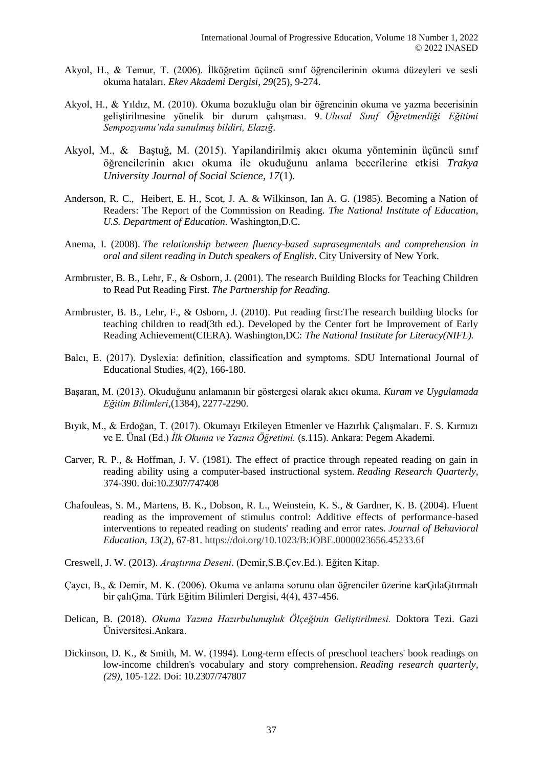Akyol, H., & Temur, T. (2006). İlköğretim üçüncü sınıf öğrencilerinin okuma düzeyleri ve sesli okuma hataları. *Ekev Akademi Dergisi*, *29*(25), 9-274.

Akyol, H., & Yıldız, M. (2010). Okuma bozukluğu olan bir öğrencinin okuma ve yazma becerisinin geliştirilmesine yönelik bir durum çalışması. 9. *Ulusal Sınıf Öğretmenliği Eğitimi Sempozyumu'nda sunulmuş bildiri, Elazığ*.

Akyol, M., & Baştuğ, M. (2015). Yapilandirilmiş akıcı okuma yönteminin üçüncü sınıf öğrencilerinin akıcı okuma ile okuduğunu anlama becerilerine etkisi *Trakya University Journal of Social Science*, *17*(1).

Anderson, R. C., Heibert, E. H., Scot, J. A. & Wilkinson, Ian A. G. (1985). Becoming a Nation of Readers: The Report of the Commission on Reading. *The National Institute of Education, U.S. Department of Education.* Washington,D.C.

Anema, I. (2008). *The relationship between fluency-based suprasegmentals and comprehension in oral and silent reading in Dutch speakers of English*. City University of New York.

Armbruster, B. B., Lehr, F., & Osborn, J. (2001). The research Building Blocks for Teaching Children to Read Put Reading First. *The Partnership for Reading.*

Armbruster, B. B., Lehr, F., & Osborn, J. (2010). Put reading first:The research building blocks for teaching children to read(3th ed.). Developed by the Center fort he Improvement of Early Reading Achievement(CIERA). Washington,DC: *The National Institute for Literacy(NIFL).*

Balcı, E. (2017). Dyslexia: definition, classification and symptoms. SDU International Journal of Educational Studies, 4(2), 166-180.

Başaran, M. (2013). Okuduğunu anlamanın bir göstergesi olarak akıcı okuma. *Kuram ve Uygulamada Eğitim Bilimleri*,(1384), 2277-2290.

Bıyık, M., & Erdoğan, T. (2017). Okumayı Etkileyen Etmenler ve Hazırlık Çalışmaları. F. S. Kırmızı ve E. Ünal (Ed.) *İlk Okuma ve Yazma Öğretimi.* (s.115). Ankara: Pegem Akademi.

Carver, R. P., & Hoffman, J. V. (1981). The effect of practice through repeated reading on gain in reading ability using a computer-based instructional system. *Reading Research Quarterly*, 374-390. doi:10.2307/747408

Chafouleas, S. M., Martens, B. K., Dobson, R. L., Weinstein, K. S., & Gardner, K. B. (2004). Fluent reading as the improvement of stimulus control: Additive effects of performance-based interventions to repeated reading on students' reading and error rates. *Journal of Behavioral Education*, *13*(2), 67-81. https://doi.org/10.1023/B:JOBE.0000023656.45233.6f

Creswell, J. W. (2013). *Araştırma Deseni*. (Demir,S.B.Çev.Ed.). Eğiten Kitap.

Çaycı, B., & Demir, M. K. (2006). Okuma ve anlama sorunu olan öğrenciler üzerine karĢılaĢtırmalı bir çalıĢma. Türk Eğitim Bilimleri Dergisi, 4(4), 437-456.

Delican, B. (2018). *Okuma Yazma Hazırbulunuşluk Ölçeğinin Geliştirilmesi.* Doktora Tezi. Gazi Üniversitesi.Ankara.

Dickinson, D. K., & Smith, M. W. (1994). Long-term effects of preschool teachers' book readings on low-income children's vocabulary and story comprehension. *Reading research quarterly, (29),* 105-122. Doi: 10.2307/747807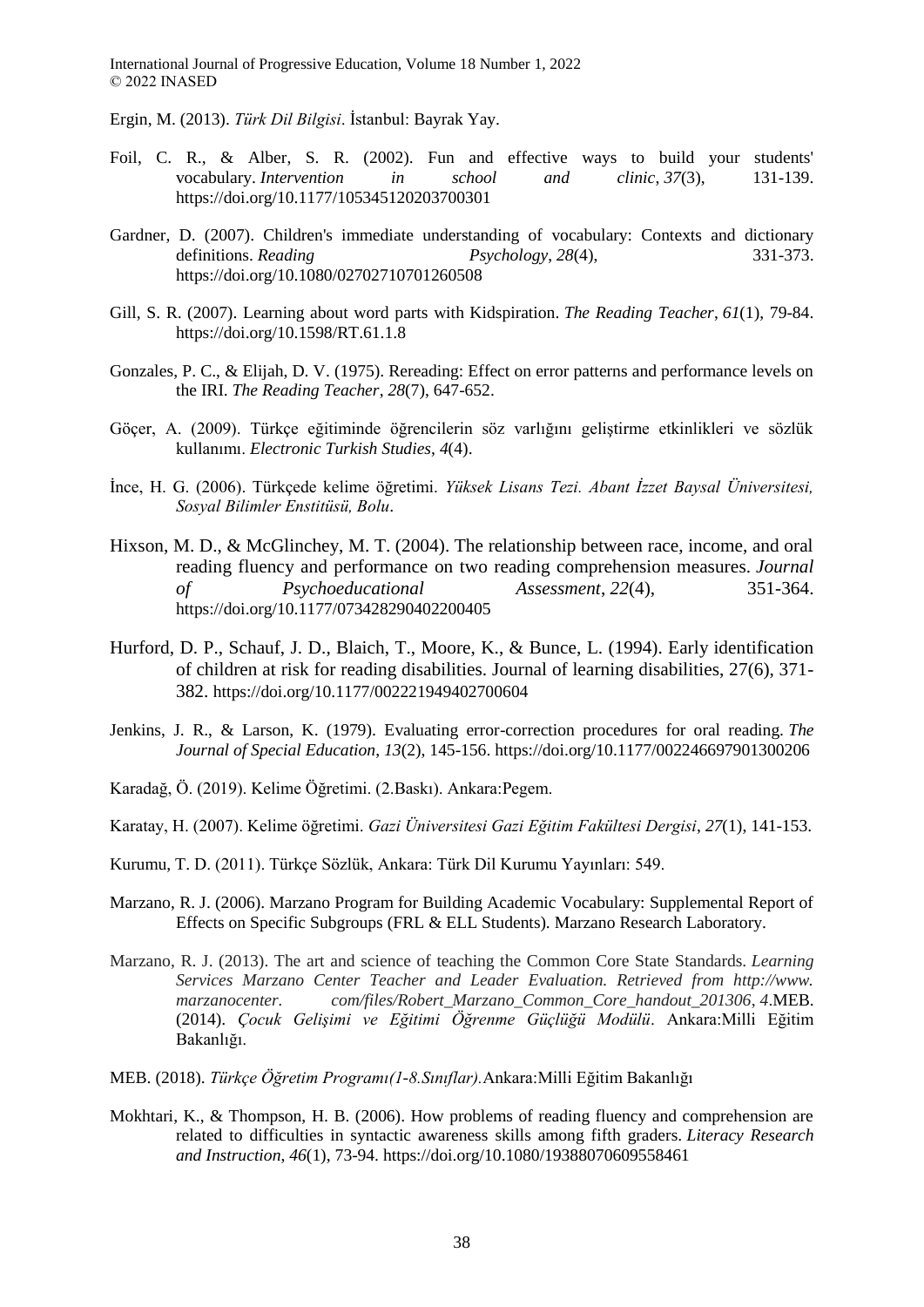Ergin, M. (2013). *Türk Dil Bilgisi*. İstanbul: Bayrak Yay.

Foil, C. R., & Alber, S. R. (2002). Fun and effective ways to build your students' vocabulary. *Intervention in school and clinic*, *37*(3), 131-139. https://doi.org/10.1177/105345120203700301

Gardner, D. (2007). Children's immediate understanding of vocabulary: Contexts and dictionary definitions. *Reading Psychology*, *28*(4), 331-373. https://doi.org/10.1080/02702710701260508

Gill, S. R. (2007). Learning about word parts with Kidspiration. *The Reading Teacher*, *61*(1), 79-84. https://doi.org/10.1598/RT.61.1.8

Gonzales, P. C., & Elijah, D. V. (1975). Rereading: Effect on error patterns and performance levels on the IRI. *The Reading Teacher*, *28*(7), 647-652.

Göçer, A. (2009). Türkçe eğitiminde öğrencilerin söz varlığını geliştirme etkinlikleri ve sözlük kullanımı. *Electronic Turkish Studies*, *4*(4).

İnce, H. G. (2006). Türkçede kelime öğretimi. *Yüksek Lisans Tezi. Abant İzzet Baysal Üniversitesi, Sosyal Bilimler Enstitüsü, Bolu*.

Hixson, M. D., & McGlinchey, M. T. (2004). The relationship between race, income, and oral reading fluency and performance on two reading comprehension measures. *Journal of Psychoeducational Assessment*, *22*(4), 351-364. https://doi.org/10.1177/073428290402200405

Hurford, D. P., Schauf, J. D., Blaich, T., Moore, K., & Bunce, L. (1994). Early identification of children at risk for reading disabilities. Journal of learning disabilities, 27(6), 371-382. https://doi.org/10.1177/002221949402700604

Jenkins, J. R., & Larson, K. (1979). Evaluating error-correction procedures for oral reading. *The Journal of Special Education*, *13*(2), 145-156. https://doi.org/10.1177/002246697901300206

Karadağ, Ö. (2019). Kelime Öğretimi. (2.Baskı). Ankara:Pegem.

Karatay, H. (2007). Kelime öğretimi. *Gazi Üniversitesi Gazi Eğitim Fakültesi Dergisi*, *27*(1), 141-153.

Kurumu, T. D. (2011). Türkçe Sözlük, Ankara: Türk Dil Kurumu Yayınları: 549.

Marzano, R. J. (2006). Marzano Program for Building Academic Vocabulary: Supplemental Report of Effects on Specific Subgroups (FRL & ELL Students). Marzano Research Laboratory.

Marzano, R. J. (2013). The art and science of teaching the Common Core State Standards. *Learning Services Marzano Center Teacher and Leader Evaluation. Retrieved from http://www. marzanocenter. com/files/Robert_Marzano_Common_Core_handout_201306*, *4*.MEB. (2014). *Çocuk Gelişimi ve Eğitimi Öğrenme Güçlüğü Modülü*. Ankara:Milli Eğitim Bakanlığı.

MEB. (2018). *Türkçe Öğretim Programı(1-8.Sınıflar).*Ankara:Milli Eğitim Bakanlığı

Mokhtari, K., & Thompson, H. B. (2006). How problems of reading fluency and comprehension are related to difficulties in syntactic awareness skills among fifth graders. *Literacy Research and Instruction*, *46*(1), 73-94. https://doi.org/10.1080/19388070609558461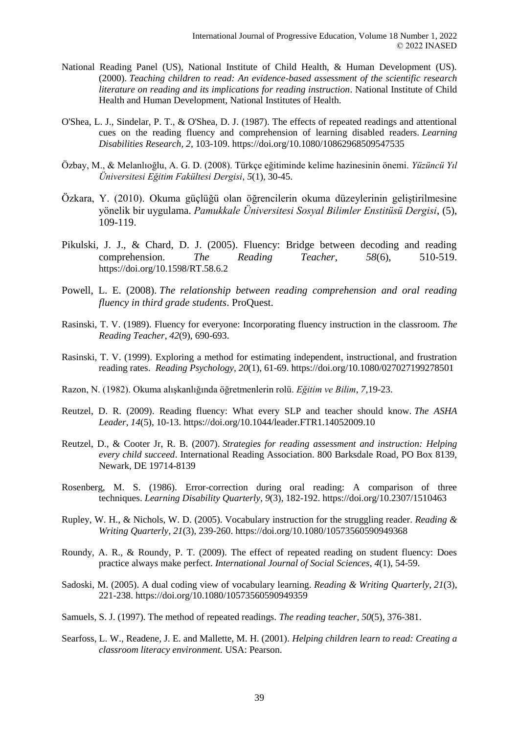National Reading Panel (US), National Institute of Child Health, & Human Development (US). (2000). *Teaching children to read: An evidence-based assessment of the scientific research literature on reading and its implications for reading instruction*. National Institute of Child Health and Human Development, National Institutes of Health.

O'Shea, L. J., Sindelar, P. T., & O'Shea, D. J. (1987). The effects of repeated readings and attentional cues on the reading fluency and comprehension of learning disabled readers. *Learning Disabilities Research, 2,* 103-109. https://doi.org/10.1080/10862968509547535

Özbay, M., & Melanlıoğlu, A. G. D. (2008). Türkçe eğitiminde kelime hazinesinin önemi. *Yüzüncü Yıl Üniversitesi Eğitim Fakültesi Dergisi*, *5*(1), 30-45.

Özkara, Y. (2010). Okuma güçlüğü olan öğrencilerin okuma düzeylerinin geliştirilmesine yönelik bir uygulama. *Pamukkale Üniversitesi Sosyal Bilimler Enstitüsü Dergisi*, (5), 109-119.

Pikulski, J. J., & Chard, D. J. (2005). Fluency: Bridge between decoding and reading comprehension. *The Reading Teacher*, *58*(6), 510-519. https://doi.org/10.1598/RT.58.6.2

Powell, L. E. (2008). *The relationship between reading comprehension and oral reading fluency in third grade students*. ProQuest.

Rasinski, T. V. (1989). Fluency for everyone: Incorporating fluency instruction in the classroom. *The Reading Teacher*, *42*(9), 690-693.

Rasinski, T. V. (1999). Exploring a method for estimating independent, instructional, and frustration reading rates. *Reading Psychology*, *20*(1), 61-69. https://doi.org/10.1080/027027199278501

Razon, N. (1982). Okuma alışkanlığında öğretmenlerin rolü. *Eğitim ve Bilim*, *7,*19-23.

Reutzel, D. R. (2009). Reading fluency: What every SLP and teacher should know. *The ASHA Leader*, *14*(5), 10-13. https://doi.org/10.1044/leader.FTR1.14052009.10

Reutzel, D., & Cooter Jr, R. B. (2007). *Strategies for reading assessment and instruction: Helping every child succeed*. International Reading Association. 800 Barksdale Road, PO Box 8139, Newark, DE 19714-8139

Rosenberg, M. S. (1986). Error-correction during oral reading: A comparison of three techniques. *Learning Disability Quarterly*, *9*(3), 182-192. https://doi.org/10.2307/1510463

Rupley, W. H., & Nichols, W. D. (2005). Vocabulary instruction for the struggling reader. *Reading & Writing Quarterly*, *21*(3), 239-260. https://doi.org/10.1080/10573560590949368

Roundy, A. R., & Roundy, P. T. (2009). The effect of repeated reading on student fluency: Does practice always make perfect. *International Journal of Social Sciences*, *4*(1), 54-59.

Sadoski, M. (2005). A dual coding view of vocabulary learning. *Reading & Writing Quarterly*, *21*(3), 221-238. https://doi.org/10.1080/10573560590949359

Samuels, S. J. (1997). The method of repeated readings. *The reading teacher*, *50*(5), 376-381.

Searfoss, L. W., Readene, J. E. and Mallette, M. H. (2001). *Helping children learn to read: Creating a classroom literacy environment.* USA: Pearson.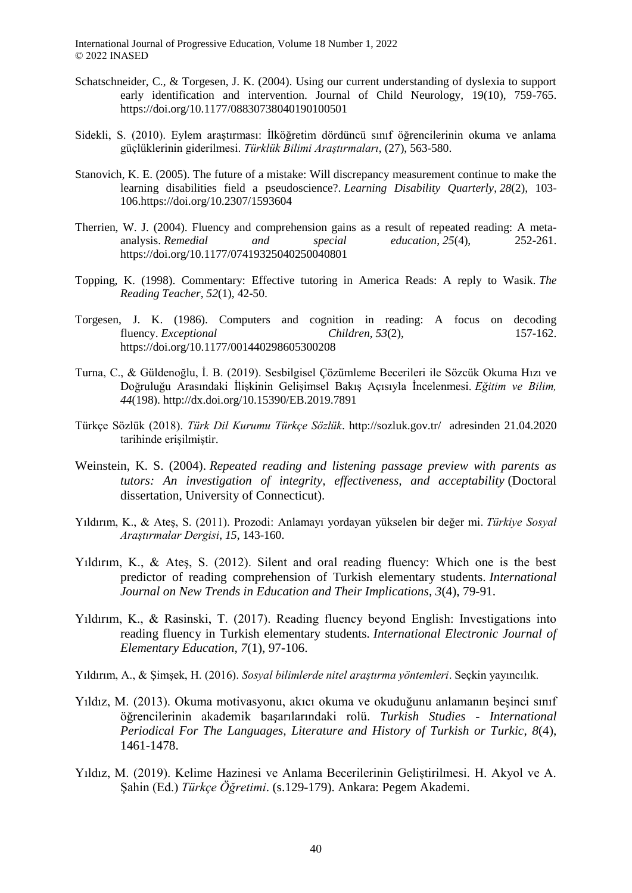Schatschneider, C., & Torgesen, J. K. (2004). Using our current understanding of dyslexia to support early identification and intervention. Journal of Child Neurology, 19(10), 759-765. https://doi.org/10.1177/08830738040190100501

Sidekli, S. (2010). Eylem araştırması: İlköğretim dördüncü sınıf öğrencilerinin okuma ve anlama güçlüklerinin giderilmesi. *Türklük Bilimi Araştırmaları*, (27), 563-580.

Stanovich, K. E. (2005). The future of a mistake: Will discrepancy measurement continue to make the learning disabilities field a pseudoscience?. *Learning Disability Quarterly*, *28*(2), 103-106.https://doi.org/10.2307/1593604

Therrien, W. J. (2004). Fluency and comprehension gains as a result of repeated reading: A meta-analysis. *Remedial and special education*, *25*(4), 252-261. https://doi.org/10.1177/07419325040250040801

Topping, K. (1998). Commentary: Effective tutoring in America Reads: A reply to Wasik. *The Reading Teacher*, *52*(1), 42-50.

Torgesen, J. K. (1986). Computers and cognition in reading: A focus on decoding fluency. *Exceptional Children*, *53*(2), 157-162. https://doi.org/10.1177/001440298605300208

Turna, C., & Güldenoğlu, İ. B. (2019). Sesbilgisel Çözümleme Becerileri ile Sözcük Okuma Hızı ve Doğruluğu Arasındaki İlişkinin Gelişimsel Bakış Açısıyla İncelenmesi. *Eğitim ve Bilim, 44*(198). http://dx.doi.org/10.15390/EB.2019.7891

Türkçe Sözlük (2018). *Türk Dil Kurumu Türkçe Sözlük*. http://sozluk.gov.tr/ adresinden 21.04.2020 tarihinde erişilmiştir.

Weinstein, K. S. (2004). *Repeated reading and listening passage preview with parents as tutors: An investigation of integrity, effectiveness, and acceptability* (Doctoral dissertation, University of Connecticut).

Yıldırım, K., & Ateş, S. (2011). Prozodi: Anlamayı yordayan yükselen bir değer mi. *Türkiye Sosyal Araştırmalar Dergisi*, *15*, 143-160.

Yıldırım, K., & Ateş, S. (2012). Silent and oral reading fluency: Which one is the best predictor of reading comprehension of Turkish elementary students. *International Journal on New Trends in Education and Their Implications*, *3*(4), 79-91.

Yıldırım, K., & Rasinski, T. (2017). Reading fluency beyond English: Investigations into reading fluency in Turkish elementary students. *International Electronic Journal of Elementary Education*, *7*(1), 97-106.

Yıldırım, A., & Şimşek, H. (2016). *Sosyal bilimlerde nitel araştırma yöntemleri*. Seçkin yayıncılık.

Yıldız, M. (2013). Okuma motivasyonu, akıcı okuma ve okuduğunu anlamanın beşinci sınıf öğrencilerinin akademik başarılarındaki rolü. *Turkish Studies - International Periodical For The Languages, Literature and History of Turkish or Turkic*, *8*(4), 1461-1478.

Yıldız, M. (2019). Kelime Hazinesi ve Anlama Becerilerinin Geliştirilmesi. H. Akyol ve A. Şahin (Ed.) *Türkçe Öğretimi*. (s.129-179). Ankara: Pegem Akademi.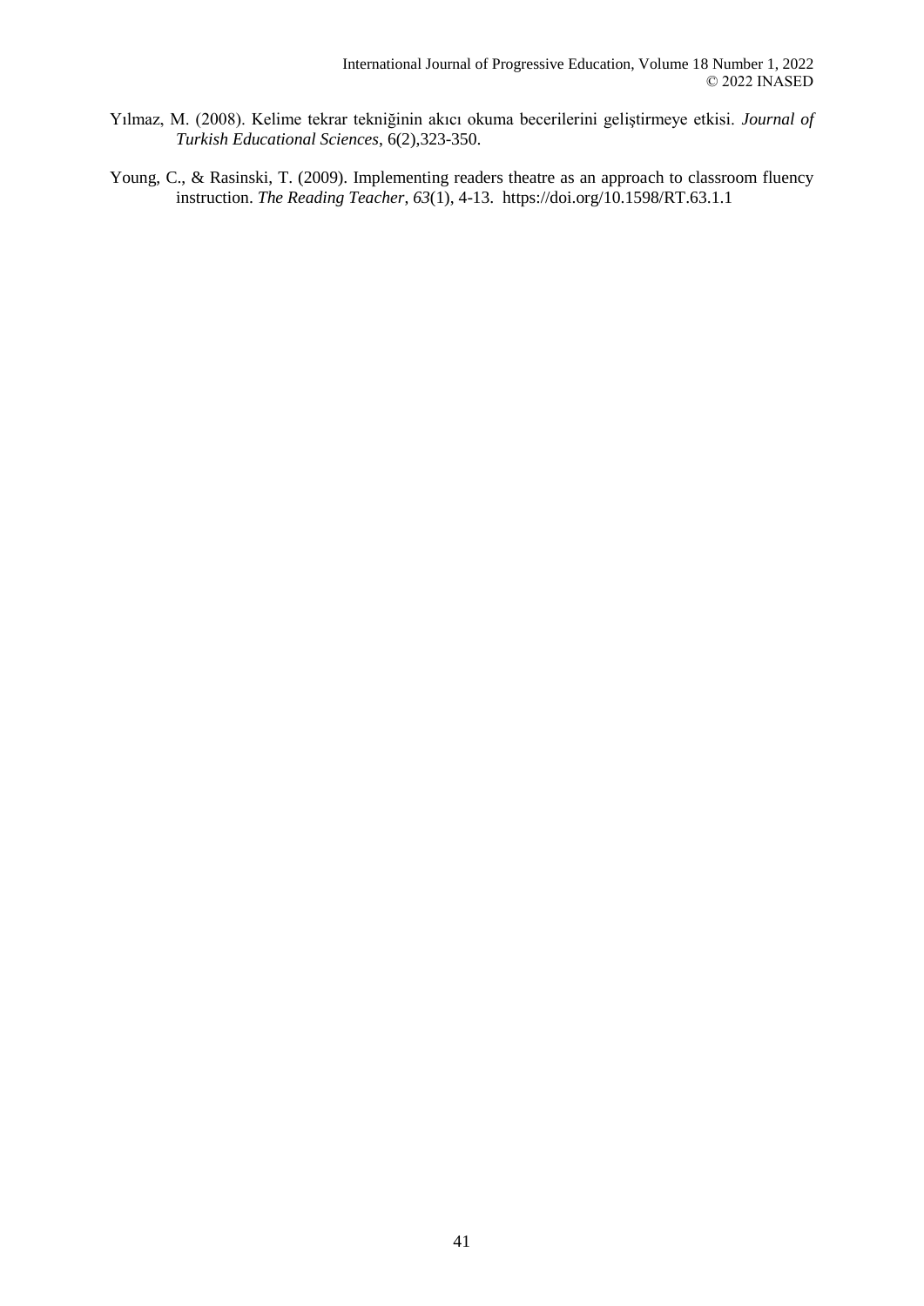Yılmaz, M. (2008). Kelime tekrar tekniğinin akıcı okuma becerilerini geliştirmeye etkisi. *Journal of Turkish Educational Sciences*, 6(2),323-350.

Young, C., & Rasinski, T. (2009). Implementing readers theatre as an approach to classroom fluency instruction. *The Reading Teacher, 63*(1), 4-13. https://doi.org/10.1598/RT.63.1.1